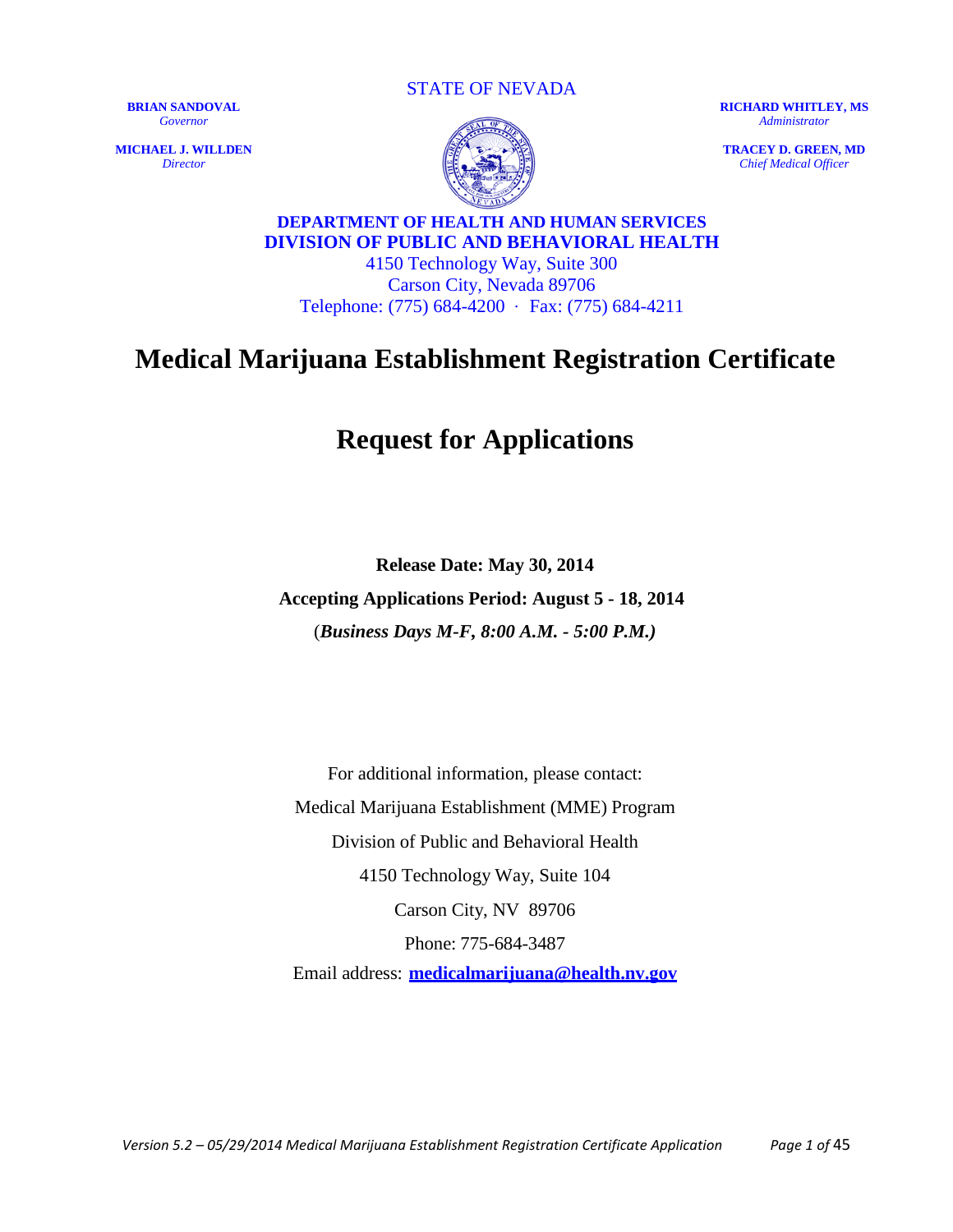STATE OF NEVADA

**BRIAN SANDOVAL**
*Governor*

**MICHAEL J. WILLDEN**
*Director*

**RICHARD WHITLEY, MS**
*Administrator*

**TRACEY D. GREEN, MD**
*Chief Medical Officer*

**DEPARTMENT OF HEALTH AND HUMAN SERVICES**
**DIVISION OF PUBLIC AND BEHAVIORAL HEALTH**
4150 Technology Way, Suite 300
Carson City, Nevada 89706
Telephone: (775) 684-4200 · Fax: (775) 684-4211

# Medical Marijuana Establishment Registration Certificate

# Request for Applications

**Release Date: May 30, 2014**

**Accepting Applications Period: August 5 - 18, 2014**

(***Business Days M-F, 8:00 A.M. - 5:00 P.M.)***

For additional information, please contact:

Medical Marijuana Establishment (MME) Program

Division of Public and Behavioral Health

4150 Technology Way, Suite 104

Carson City, NV 89706

Phone: 775-684-3487

Email address: **medicalmarijuana@health.nv.gov**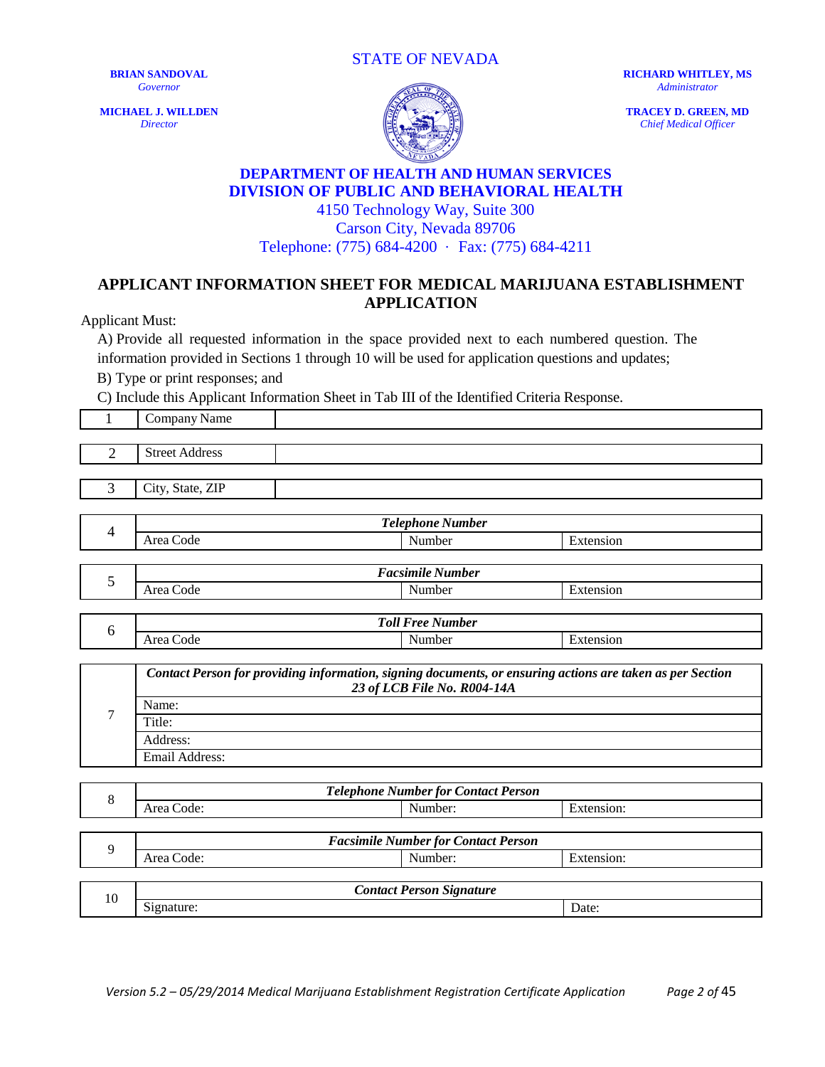STATE OF NEVADA

**BRIAN SANDOVAL**
*Governor*

**MICHAEL J. WILLDEN**
*Director*

**RICHARD WHITLEY, MS**
*Administrator*

**TRACEY D. GREEN, MD**
*Chief Medical Officer*

**DEPARTMENT OF HEALTH AND HUMAN SERVICES**
**DIVISION OF PUBLIC AND BEHAVIORAL HEALTH**
4150 Technology Way, Suite 300
Carson City, Nevada 89706
Telephone: (775) 684-4200 · Fax: (775) 684-4211

## APPLICANT INFORMATION SHEET FOR MEDICAL MARIJUANA ESTABLISHMENT APPLICATION

Applicant Must:

A) Provide all requested information in the space provided next to each numbered question. The information provided in Sections 1 through 10 will be used for application questions and updates;

B) Type or print responses; and

C) Include this Applicant Information Sheet in Tab III of the Identified Criteria Response.

| 1 | Company Name | |
|---|---|---|

| 2 | Street Address | |
|---|---|---|

| 3 | City, State, ZIP | |
|---|---|---|

| 4 | ***Telephone Number*** | | |
|---|---|---|---|
| | Area Code | Number | Extension |

| 5 | ***Facsimile Number*** | | |
|---|---|---|---|
| | Area Code | Number | Extension |

| 6 | ***Toll Free Number*** | | |
|---|---|---|---|
| | Area Code | Number | Extension |

| 7 | ***Contact Person for providing information, signing documents, or ensuring actions are taken as per Section 23 of LCB File No. R004-14A*** |
|---|---|
| | Name: |
| | Title: |
| | Address: |
| | Email Address: |

| 8 | ***Telephone Number for Contact Person*** | | |
|---|---|---|---|
| | Area Code: | Number: | Extension: |

| 9 | ***Facsimile Number for Contact Person*** | | |
|---|---|---|---|
| | Area Code: | Number: | Extension: |

| 10 | ***Contact Person Signature*** | |
|---|---|---|
| | Signature: | Date: |

*Version 5.2 – 05/29/2014 Medical Marijuana Establishment Registration Certificate Application*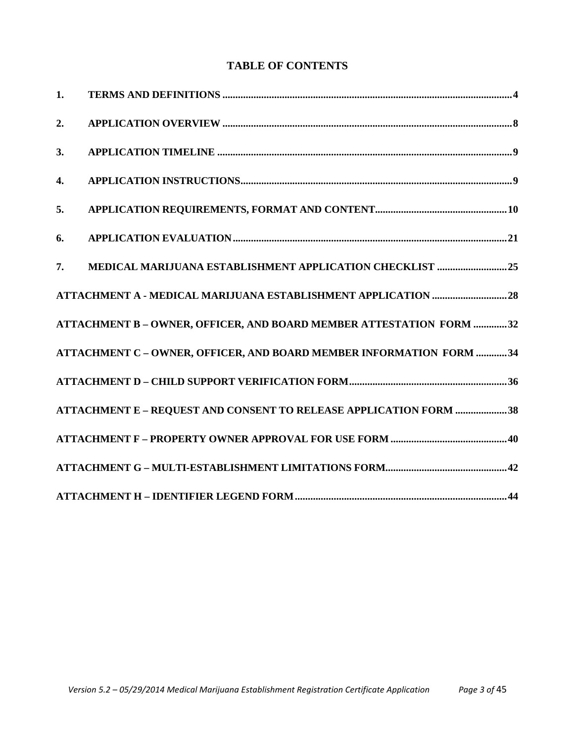# TABLE OF CONTENTS

| | | |
|---|---|---|
| 1. | TERMS AND DEFINITIONS | 4 |
| 2. | APPLICATION OVERVIEW | 8 |
| 3. | APPLICATION TIMELINE | 9 |
| 4. | APPLICATION INSTRUCTIONS | 9 |
| 5. | APPLICATION REQUIREMENTS, FORMAT AND CONTENT | 10 |
| 6. | APPLICATION EVALUATION | 21 |
| 7. | MEDICAL MARIJUANA ESTABLISHMENT APPLICATION CHECKLIST | 25 |
| | ATTACHMENT A - MEDICAL MARIJUANA ESTABLISHMENT APPLICATION | 28 |
| | ATTACHMENT B – OWNER, OFFICER, AND BOARD MEMBER ATTESTATION FORM | 32 |
| | ATTACHMENT C – OWNER, OFFICER, AND BOARD MEMBER INFORMATION FORM | 34 |
| | ATTACHMENT D – CHILD SUPPORT VERIFICATION FORM | 36 |
| | ATTACHMENT E – REQUEST AND CONSENT TO RELEASE APPLICATION FORM | 38 |
| | ATTACHMENT F – PROPERTY OWNER APPROVAL FOR USE FORM | 40 |
| | ATTACHMENT G – MULTI-ESTABLISHMENT LIMITATIONS FORM | 42 |
| | ATTACHMENT H – IDENTIFIER LEGEND FORM | 44 |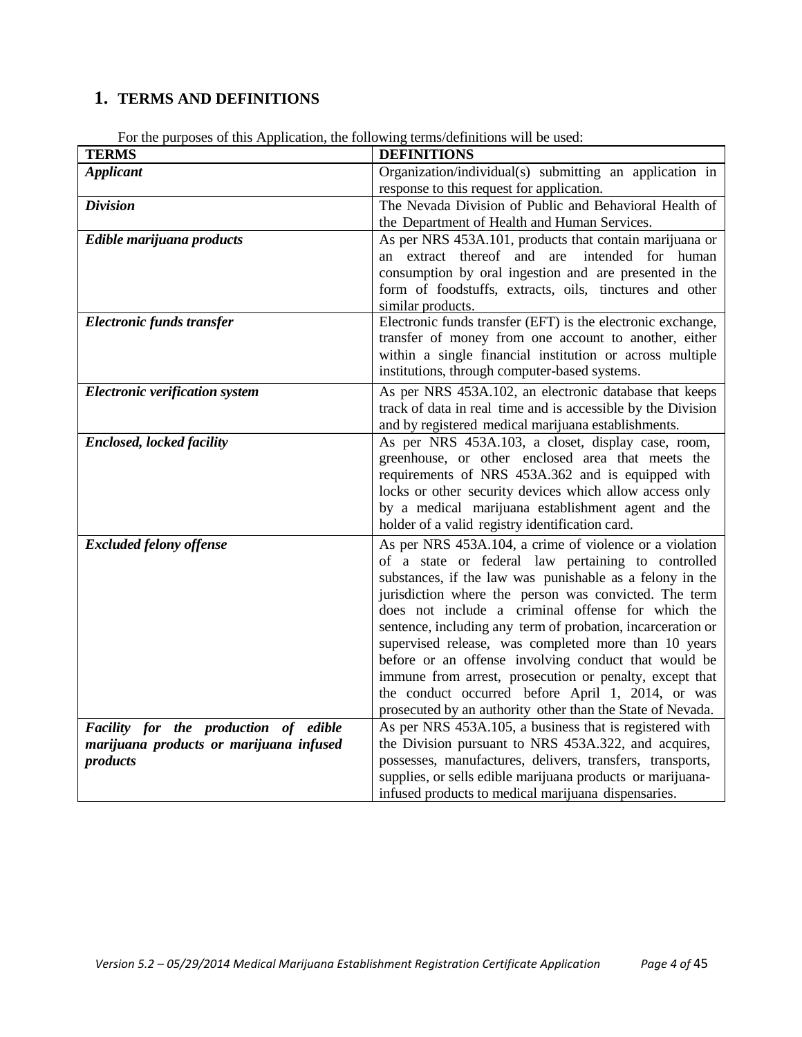## 1. TERMS AND DEFINITIONS

For the purposes of this Application, the following terms/definitions will be used:

| TERMS | DEFINITIONS |
|---|---|
| ***Applicant*** | Organization/individual(s) submitting an application in response to this request for application. |
| ***Division*** | The Nevada Division of Public and Behavioral Health of the Department of Health and Human Services. |
| ***Edible marijuana products*** | As per NRS 453A.101, products that contain marijuana or an extract thereof and are intended for human consumption by oral ingestion and are presented in the form of foodstuffs, extracts, oils, tinctures and other similar products. |
| ***Electronic funds transfer*** | Electronic funds transfer (EFT) is the electronic exchange, transfer of money from one account to another, either within a single financial institution or across multiple institutions, through computer-based systems. |
| ***Electronic verification system*** | As per NRS 453A.102, an electronic database that keeps track of data in real time and is accessible by the Division and by registered medical marijuana establishments. |
| ***Enclosed, locked facility*** | As per NRS 453A.103, a closet, display case, room, greenhouse, or other enclosed area that meets the requirements of NRS 453A.362 and is equipped with locks or other security devices which allow access only by a medical marijuana establishment agent and the holder of a valid registry identification card. |
| ***Excluded felony offense*** | As per NRS 453A.104, a crime of violence or a violation of a state or federal law pertaining to controlled substances, if the law was punishable as a felony in the jurisdiction where the person was convicted. The term does not include a criminal offense for which the sentence, including any term of probation, incarceration or supervised release, was completed more than 10 years before or an offense involving conduct that would be immune from arrest, prosecution or penalty, except that the conduct occurred before April 1, 2014, or was prosecuted by an authority other than the State of Nevada. |
| ***Facility for the production of edible marijuana products or marijuana infused products*** | As per NRS 453A.105, a business that is registered with the Division pursuant to NRS 453A.322, and acquires, possesses, manufactures, delivers, transfers, transports, supplies, or sells edible marijuana products or marijuana-infused products to medical marijuana dispensaries. |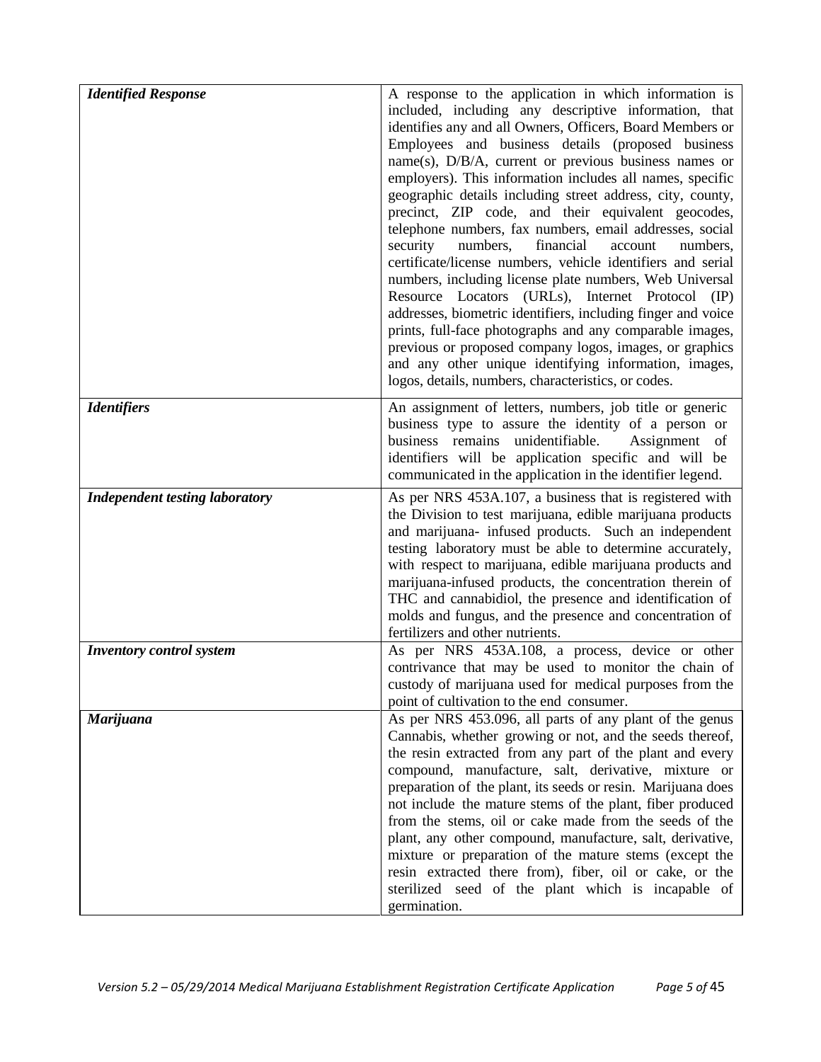| | |
|---|---|
| ***Identified Response*** | A response to the application in which information is included, including any descriptive information, that identifies any and all Owners, Officers, Board Members or Employees and business details (proposed business name(s), D/B/A, current or previous business names or employers). This information includes all names, specific geographic details including street address, city, county, precinct, ZIP code, and their equivalent geocodes, telephone numbers, fax numbers, email addresses, social security numbers, financial account numbers, certificate/license numbers, vehicle identifiers and serial numbers, including license plate numbers, Web Universal Resource Locators (URLs), Internet Protocol (IP) addresses, biometric identifiers, including finger and voice prints, full-face photographs and any comparable images, previous or proposed company logos, images, or graphics and any other unique identifying information, images, logos, details, numbers, characteristics, or codes. |
| ***Identifiers*** | An assignment of letters, numbers, job title or generic business type to assure the identity of a person or business remains unidentifiable. Assignment of identifiers will be application specific and will be communicated in the application in the identifier legend. |
| ***Independent testing laboratory*** | As per NRS 453A.107, a business that is registered with the Division to test marijuana, edible marijuana products and marijuana- infused products. Such an independent testing laboratory must be able to determine accurately, with respect to marijuana, edible marijuana products and marijuana-infused products, the concentration therein of THC and cannabidiol, the presence and identification of molds and fungus, and the presence and concentration of fertilizers and other nutrients. |
| ***Inventory control system*** | As per NRS 453A.108, a process, device or other contrivance that may be used to monitor the chain of custody of marijuana used for medical purposes from the point of cultivation to the end consumer. |
| ***Marijuana*** | As per NRS 453.096, all parts of any plant of the genus Cannabis, whether growing or not, and the seeds thereof, the resin extracted from any part of the plant and every compound, manufacture, salt, derivative, mixture or preparation of the plant, its seeds or resin. Marijuana does not include the mature stems of the plant, fiber produced from the stems, oil or cake made from the seeds of the plant, any other compound, manufacture, salt, derivative, mixture or preparation of the mature stems (except the resin extracted there from), fiber, oil or cake, or the sterilized seed of the plant which is incapable of germination. |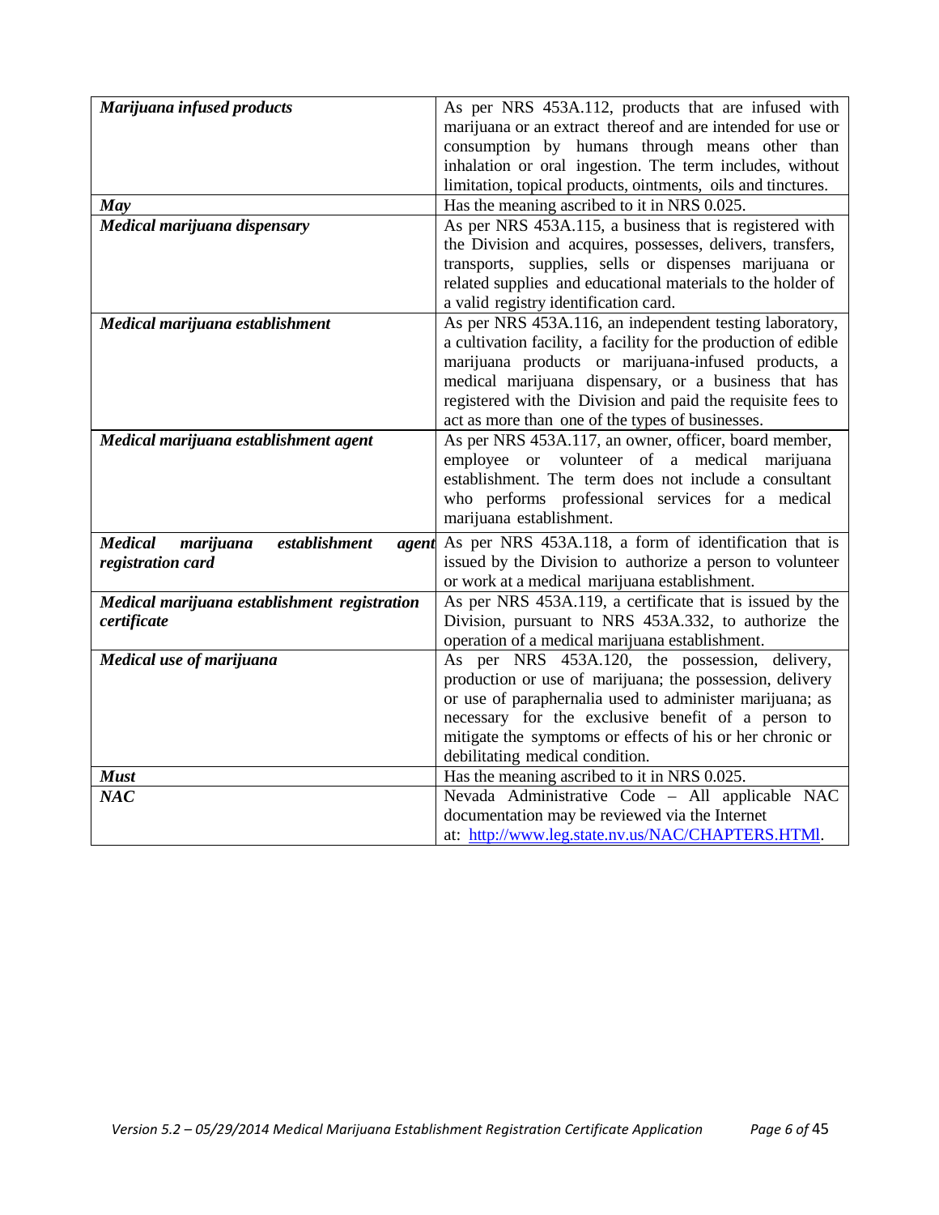| | |
|---|---|
| ***Marijuana infused products*** | As per NRS 453A.112, products that are infused with marijuana or an extract thereof and are intended for use or consumption by humans through means other than inhalation or oral ingestion. The term includes, without limitation, topical products, ointments, oils and tinctures. |
| ***May*** | Has the meaning ascribed to it in NRS 0.025. |
| ***Medical marijuana dispensary*** | As per NRS 453A.115, a business that is registered with the Division and acquires, possesses, delivers, transfers, transports, supplies, sells or dispenses marijuana or related supplies and educational materials to the holder of a valid registry identification card. |
| ***Medical marijuana establishment*** | As per NRS 453A.116, an independent testing laboratory, a cultivation facility, a facility for the production of edible marijuana products or marijuana-infused products, a medical marijuana dispensary, or a business that has registered with the Division and paid the requisite fees to act as more than one of the types of businesses. |
| ***Medical marijuana establishment agent*** | As per NRS 453A.117, an owner, officer, board member, employee or volunteer of a medical marijuana establishment. The term does not include a consultant who performs professional services for a medical marijuana establishment. |
| ***Medical marijuana establishment agent registration card*** | As per NRS 453A.118, a form of identification that is issued by the Division to authorize a person to volunteer or work at a medical marijuana establishment. |
| ***Medical marijuana establishment registration certificate*** | As per NRS 453A.119, a certificate that is issued by the Division, pursuant to NRS 453A.332, to authorize the operation of a medical marijuana establishment. |
| ***Medical use of marijuana*** | As per NRS 453A.120, the possession, delivery, production or use of marijuana; the possession, delivery or use of paraphernalia used to administer marijuana; as necessary for the exclusive benefit of a person to mitigate the symptoms or effects of his or her chronic or debilitating medical condition. |
| ***Must*** | Has the meaning ascribed to it in NRS 0.025. |
| ***NAC*** | Nevada Administrative Code – All applicable NAC documentation may be reviewed via the Internet at: http://www.leg.state.nv.us/NAC/CHAPTERS.HTMl. |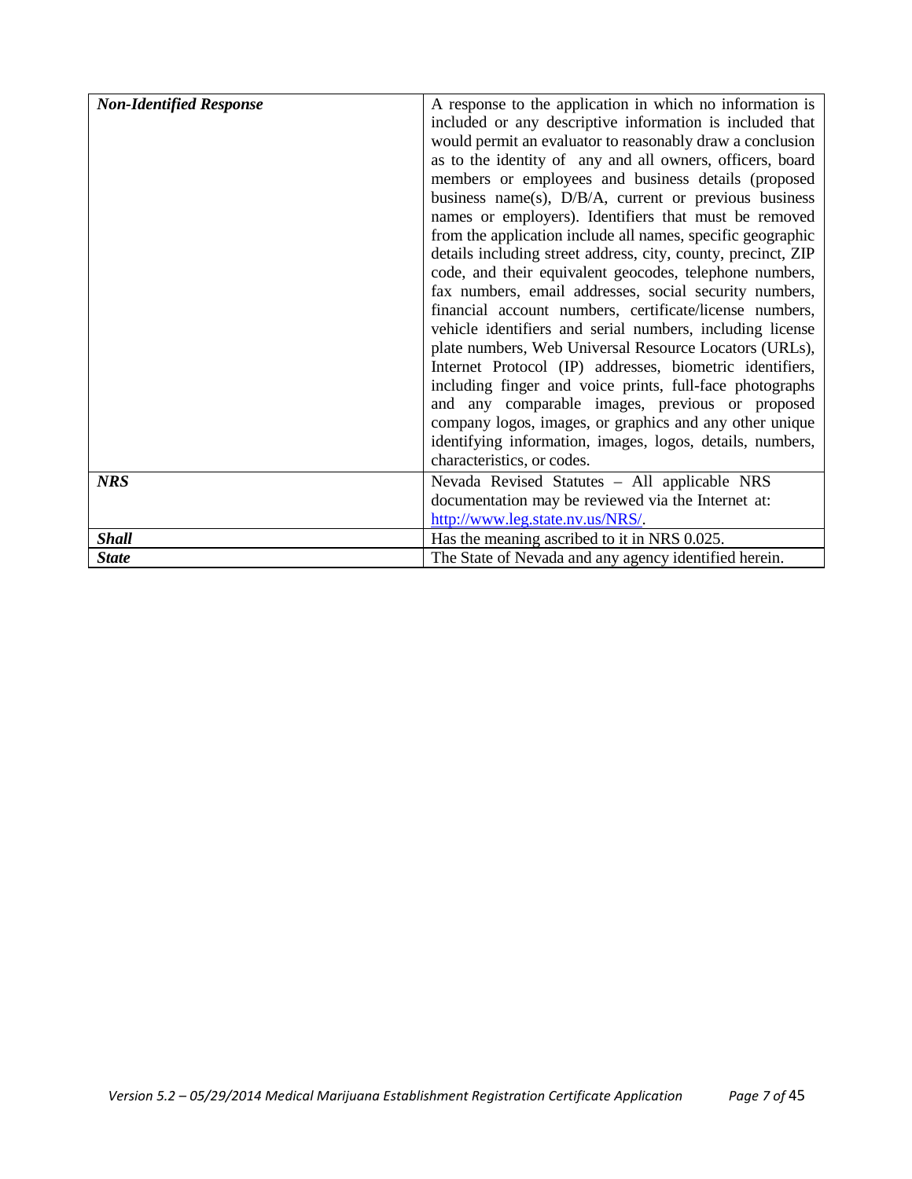| | |
|---|---|
| ***Non-Identified Response*** | A response to the application in which no information is included or any descriptive information is included that would permit an evaluator to reasonably draw a conclusion as to the identity of any and all owners, officers, board members or employees and business details (proposed business name(s), D/B/A, current or previous business names or employers). Identifiers that must be removed from the application include all names, specific geographic details including street address, city, county, precinct, ZIP code, and their equivalent geocodes, telephone numbers, fax numbers, email addresses, social security numbers, financial account numbers, certificate/license numbers, vehicle identifiers and serial numbers, including license plate numbers, Web Universal Resource Locators (URLs), Internet Protocol (IP) addresses, biometric identifiers, including finger and voice prints, full-face photographs and any comparable images, previous or proposed company logos, images, or graphics and any other unique identifying information, images, logos, details, numbers, characteristics, or codes. |
| ***NRS*** | Nevada Revised Statutes – All applicable NRS documentation may be reviewed via the Internet at: [http://www.leg.state.nv.us/NRS/](http://www.leg.state.nv.us/NRS/). |
| ***Shall*** | Has the meaning ascribed to it in NRS 0.025. |
| ***State*** | The State of Nevada and any agency identified herein. |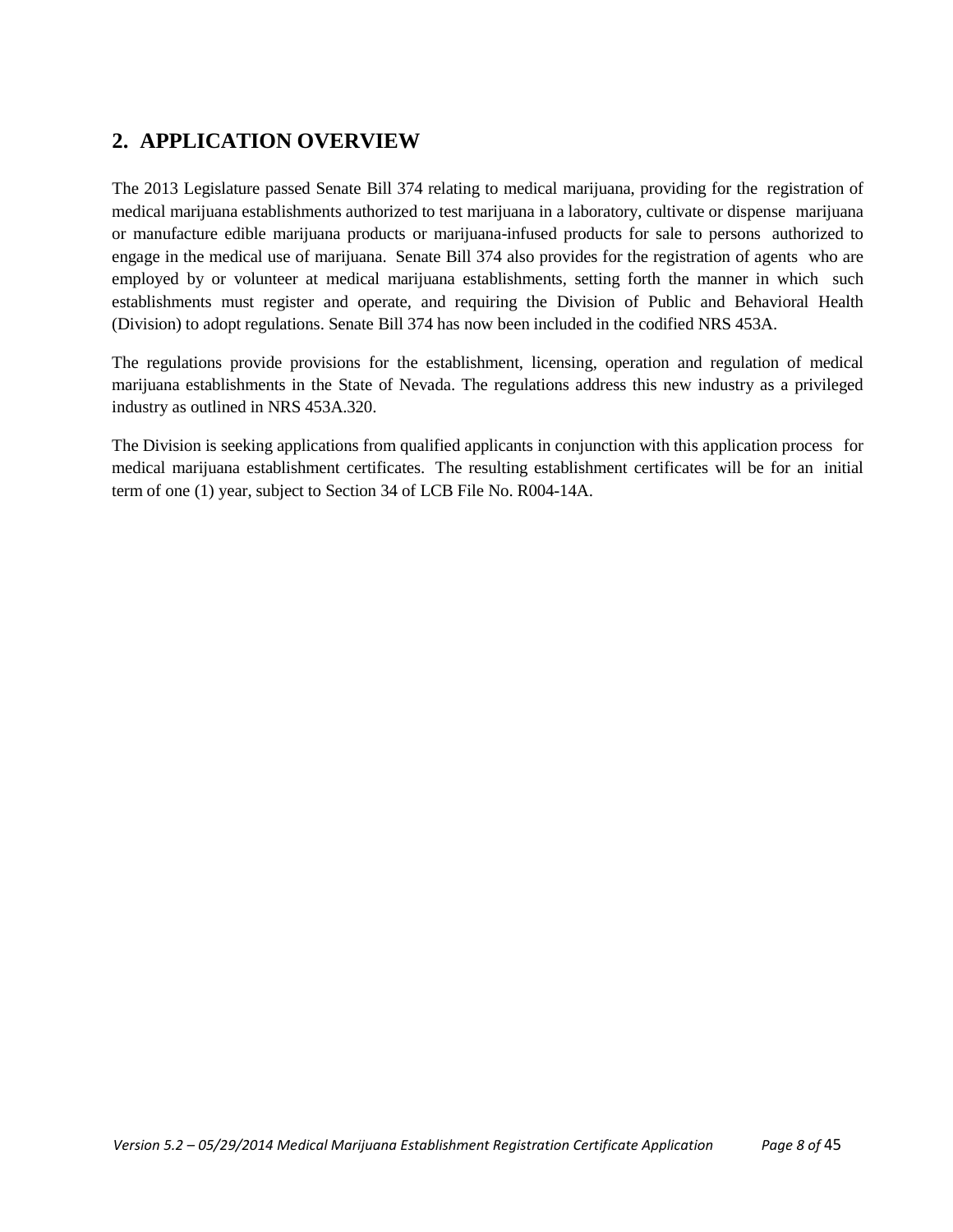## 2. APPLICATION OVERVIEW

The 2013 Legislature passed Senate Bill 374 relating to medical marijuana, providing for the registration of medical marijuana establishments authorized to test marijuana in a laboratory, cultivate or dispense marijuana or manufacture edible marijuana products or marijuana-infused products for sale to persons authorized to engage in the medical use of marijuana. Senate Bill 374 also provides for the registration of agents who are employed by or volunteer at medical marijuana establishments, setting forth the manner in which such establishments must register and operate, and requiring the Division of Public and Behavioral Health (Division) to adopt regulations. Senate Bill 374 has now been included in the codified NRS 453A.

The regulations provide provisions for the establishment, licensing, operation and regulation of medical marijuana establishments in the State of Nevada. The regulations address this new industry as a privileged industry as outlined in NRS 453A.320.

The Division is seeking applications from qualified applicants in conjunction with this application process for medical marijuana establishment certificates. The resulting establishment certificates will be for an initial term of one (1) year, subject to Section 34 of LCB File No. R004-14A.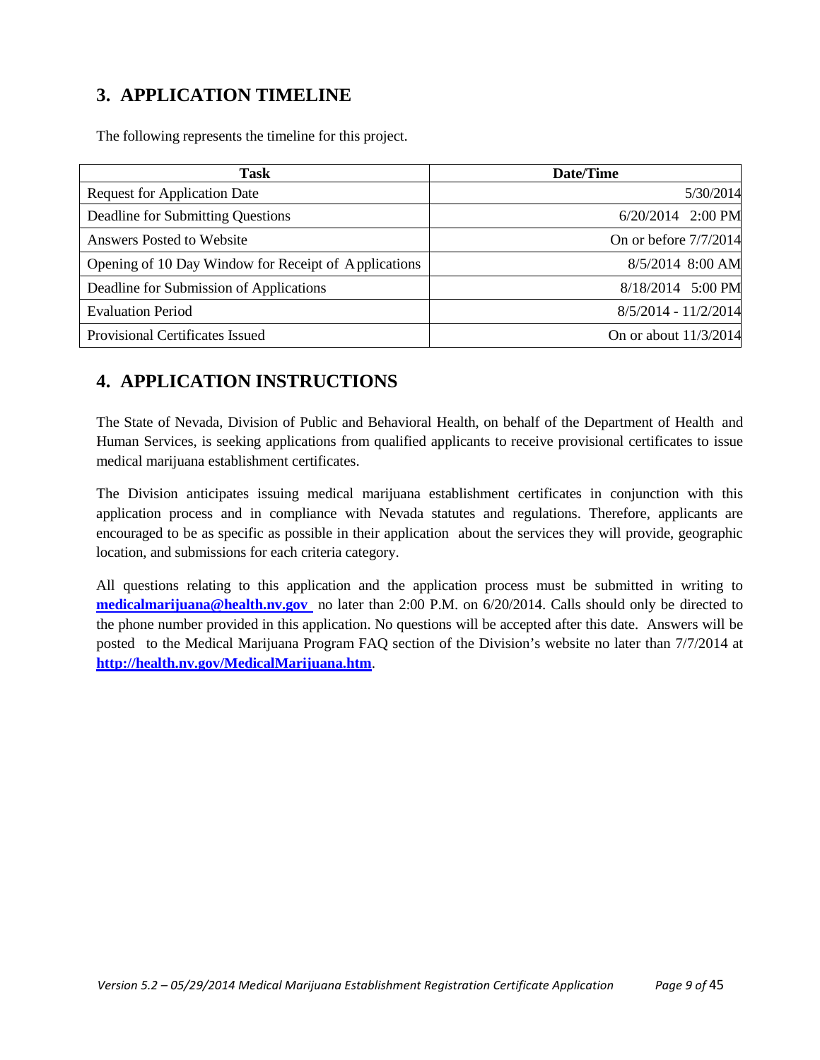## 3. APPLICATION TIMELINE

The following represents the timeline for this project.

| Task | Date/Time |
|---|---|
| Request for Application Date | 5/30/2014 |
| Deadline for Submitting Questions | 6/20/2014 2:00 PM |
| Answers Posted to Website | On or before 7/7/2014 |
| Opening of 10 Day Window for Receipt of Applications | 8/5/2014 8:00 AM |
| Deadline for Submission of Applications | 8/18/2014 5:00 PM |
| Evaluation Period | 8/5/2014 - 11/2/2014 |
| Provisional Certificates Issued | On or about 11/3/2014 |

## 4. APPLICATION INSTRUCTIONS

The State of Nevada, Division of Public and Behavioral Health, on behalf of the Department of Health and Human Services, is seeking applications from qualified applicants to receive provisional certificates to issue medical marijuana establishment certificates.

The Division anticipates issuing medical marijuana establishment certificates in conjunction with this application process and in compliance with Nevada statutes and regulations. Therefore, applicants are encouraged to be as specific as possible in their application about the services they will provide, geographic location, and submissions for each criteria category.

All questions relating to this application and the application process must be submitted in writing to **medicalmarijuana@health.nv.gov** no later than 2:00 P.M. on 6/20/2014. Calls should only be directed to the phone number provided in this application. No questions will be accepted after this date. Answers will be posted to the Medical Marijuana Program FAQ section of the Division's website no later than 7/7/2014 at **http://health.nv.gov/MedicalMarijuana.htm**.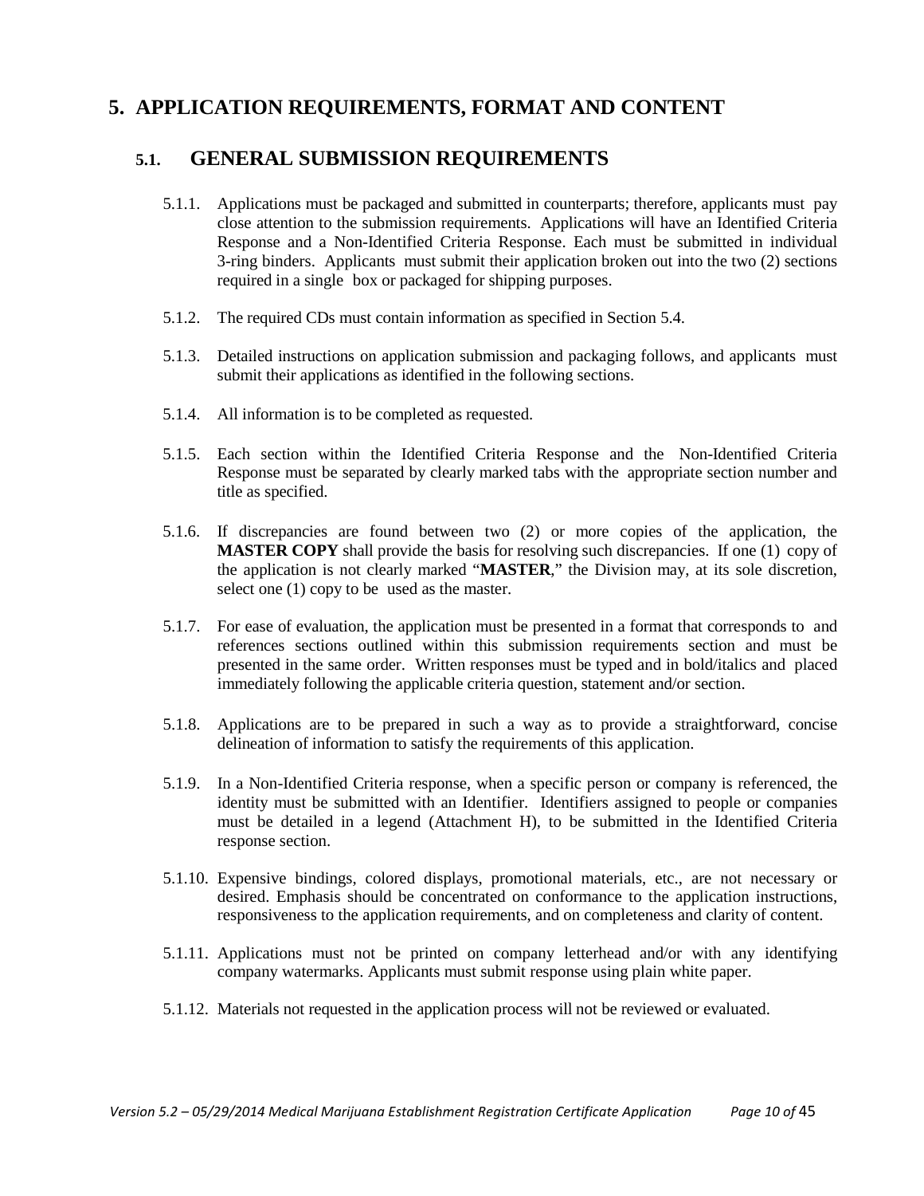# 5. APPLICATION REQUIREMENTS, FORMAT AND CONTENT

## 5.1. GENERAL SUBMISSION REQUIREMENTS

5.1.1. Applications must be packaged and submitted in counterparts; therefore, applicants must pay close attention to the submission requirements. Applications will have an Identified Criteria Response and a Non-Identified Criteria Response. Each must be submitted in individual 3-ring binders. Applicants must submit their application broken out into the two (2) sections required in a single box or packaged for shipping purposes.

5.1.2. The required CDs must contain information as specified in Section 5.4.

5.1.3. Detailed instructions on application submission and packaging follows, and applicants must submit their applications as identified in the following sections.

5.1.4. All information is to be completed as requested.

5.1.5. Each section within the Identified Criteria Response and the Non-Identified Criteria Response must be separated by clearly marked tabs with the appropriate section number and title as specified.

5.1.6. If discrepancies are found between two (2) or more copies of the application, the **MASTER COPY** shall provide the basis for resolving such discrepancies. If one (1) copy of the application is not clearly marked "**MASTER**," the Division may, at its sole discretion, select one (1) copy to be used as the master.

5.1.7. For ease of evaluation, the application must be presented in a format that corresponds to and references sections outlined within this submission requirements section and must be presented in the same order. Written responses must be typed and in bold/italics and placed immediately following the applicable criteria question, statement and/or section.

5.1.8. Applications are to be prepared in such a way as to provide a straightforward, concise delineation of information to satisfy the requirements of this application.

5.1.9. In a Non-Identified Criteria response, when a specific person or company is referenced, the identity must be submitted with an Identifier. Identifiers assigned to people or companies must be detailed in a legend (Attachment H), to be submitted in the Identified Criteria response section.

5.1.10. Expensive bindings, colored displays, promotional materials, etc., are not necessary or desired. Emphasis should be concentrated on conformance to the application instructions, responsiveness to the application requirements, and on completeness and clarity of content.

5.1.11. Applications must not be printed on company letterhead and/or with any identifying company watermarks. Applicants must submit response using plain white paper.

5.1.12. Materials not requested in the application process will not be reviewed or evaluated.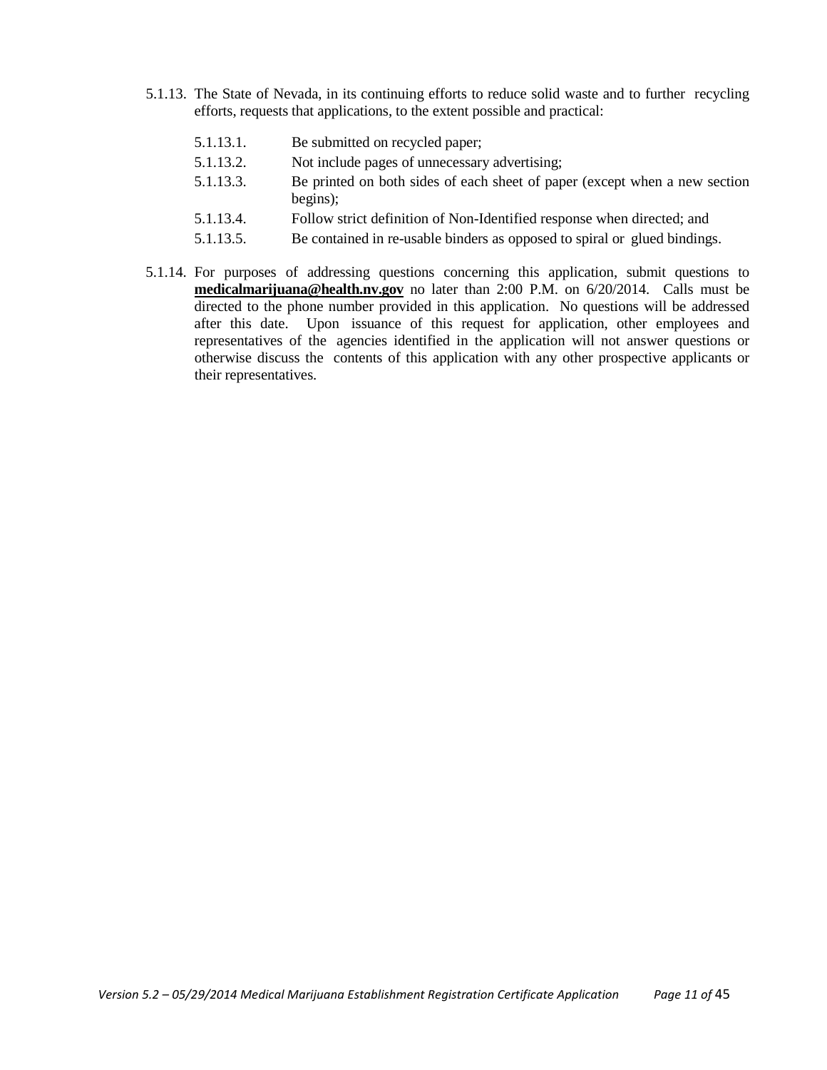5.1.13. The State of Nevada, in its continuing efforts to reduce solid waste and to further recycling efforts, requests that applications, to the extent possible and practical:

- 5.1.13.1. Be submitted on recycled paper;
- 5.1.13.2. Not include pages of unnecessary advertising;
- 5.1.13.3. Be printed on both sides of each sheet of paper (except when a new section begins);
- 5.1.13.4. Follow strict definition of Non-Identified response when directed; and
- 5.1.13.5. Be contained in re-usable binders as opposed to spiral or glued bindings.

5.1.14. For purposes of addressing questions concerning this application, submit questions to **medicalmarijuana@health.nv.gov** no later than 2:00 P.M. on 6/20/2014. Calls must be directed to the phone number provided in this application. No questions will be addressed after this date. Upon issuance of this request for application, other employees and representatives of the agencies identified in the application will not answer questions or otherwise discuss the contents of this application with any other prospective applicants or their representatives.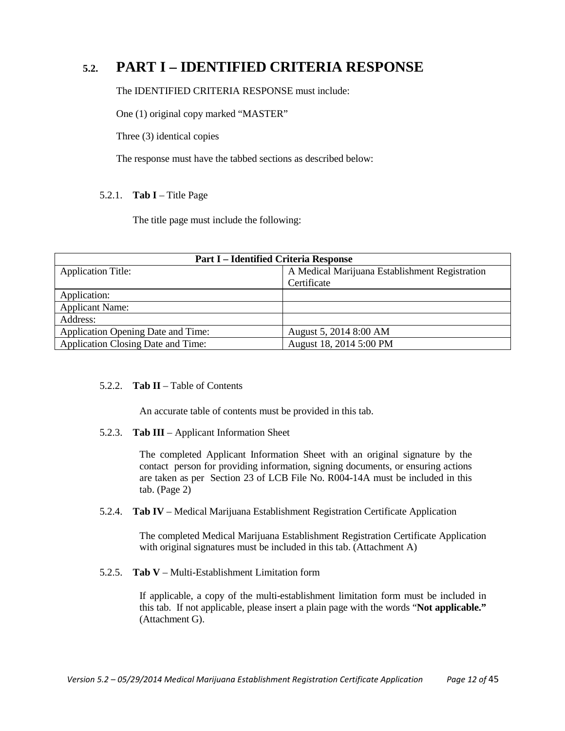## 5.2. PART I – IDENTIFIED CRITERIA RESPONSE

The IDENTIFIED CRITERIA RESPONSE must include:

One (1) original copy marked "MASTER"

Three (3) identical copies

The response must have the tabbed sections as described below:

5.2.1. **Tab I** – Title Page

The title page must include the following:

| Part I – Identified Criteria Response | |
|---|---|
| Application Title: | A Medical Marijuana Establishment Registration Certificate |
| Application: | |
| Applicant Name: | |
| Address: | |
| Application Opening Date and Time: | August 5, 2014 8:00 AM |
| Application Closing Date and Time: | August 18, 2014 5:00 PM |

5.2.2. **Tab II** – Table of Contents

An accurate table of contents must be provided in this tab.

5.2.3. **Tab III** – Applicant Information Sheet

The completed Applicant Information Sheet with an original signature by the contact person for providing information, signing documents, or ensuring actions are taken as per Section 23 of LCB File No. R004-14A must be included in this tab. (Page 2)

5.2.4. **Tab IV** – Medical Marijuana Establishment Registration Certificate Application

The completed Medical Marijuana Establishment Registration Certificate Application with original signatures must be included in this tab. (Attachment A)

5.2.5. **Tab V** – Multi-Establishment Limitation form

If applicable, a copy of the multi-establishment limitation form must be included in this tab. If not applicable, please insert a plain page with the words "**Not applicable.**" (Attachment G).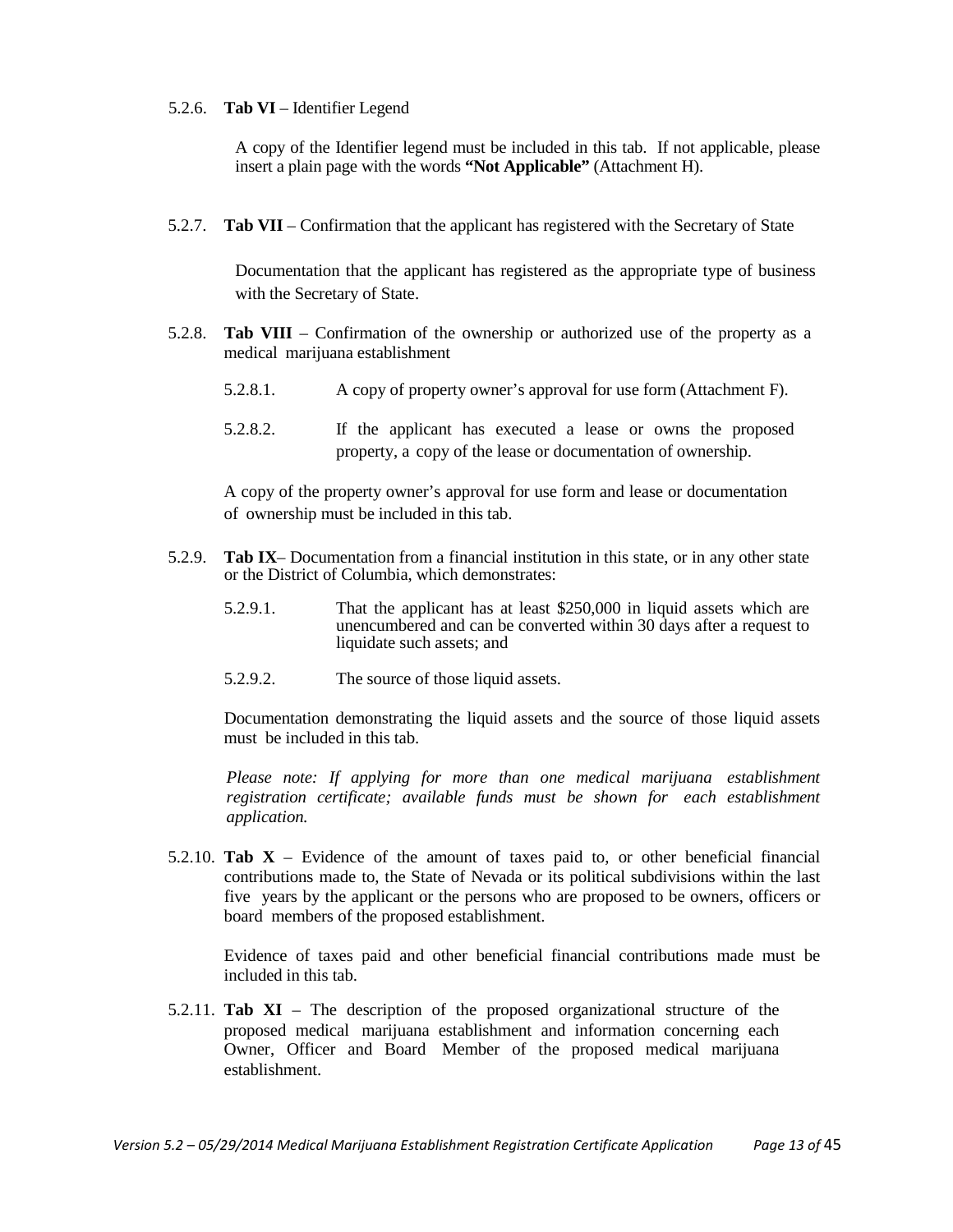5.2.6. **Tab VI** – Identifier Legend

A copy of the Identifier legend must be included in this tab. If not applicable, please insert a plain page with the words **"Not Applicable"** (Attachment H).

5.2.7. **Tab VII** – Confirmation that the applicant has registered with the Secretary of State

Documentation that the applicant has registered as the appropriate type of business with the Secretary of State.

5.2.8. **Tab VIII** – Confirmation of the ownership or authorized use of the property as a medical marijuana establishment

5.2.8.1. A copy of property owner's approval for use form (Attachment F).

5.2.8.2. If the applicant has executed a lease or owns the proposed property, a copy of the lease or documentation of ownership.

A copy of the property owner's approval for use form and lease or documentation of ownership must be included in this tab.

5.2.9. **Tab IX**– Documentation from a financial institution in this state, or in any other state or the District of Columbia, which demonstrates:

5.2.9.1. That the applicant has at least $250,000 in liquid assets which are unencumbered and can be converted within 30 days after a request to liquidate such assets; and

5.2.9.2. The source of those liquid assets.

Documentation demonstrating the liquid assets and the source of those liquid assets must be included in this tab.

*Please note: If applying for more than one medical marijuana establishment registration certificate; available funds must be shown for each establishment application.*

5.2.10. **Tab X** – Evidence of the amount of taxes paid to, or other beneficial financial contributions made to, the State of Nevada or its political subdivisions within the last five years by the applicant or the persons who are proposed to be owners, officers or board members of the proposed establishment.

Evidence of taxes paid and other beneficial financial contributions made must be included in this tab.

5.2.11. **Tab XI** – The description of the proposed organizational structure of the proposed medical marijuana establishment and information concerning each Owner, Officer and Board Member of the proposed medical marijuana establishment.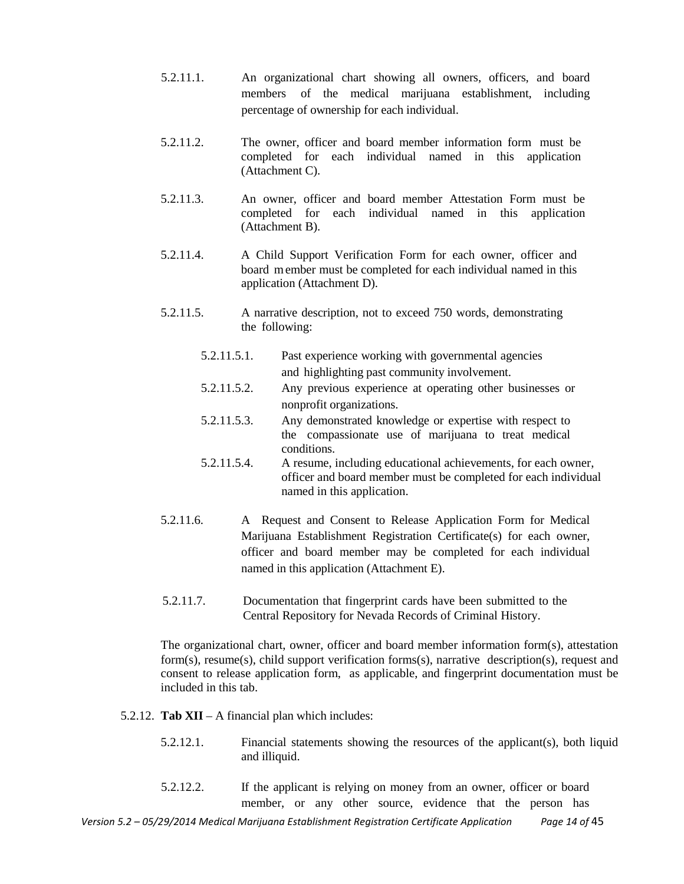5.2.11.1. An organizational chart showing all owners, officers, and board members of the medical marijuana establishment, including percentage of ownership for each individual.

5.2.11.2. The owner, officer and board member information form must be completed for each individual named in this application (Attachment C).

5.2.11.3. An owner, officer and board member Attestation Form must be completed for each individual named in this application (Attachment B).

5.2.11.4. A Child Support Verification Form for each owner, officer and board member must be completed for each individual named in this application (Attachment D).

5.2.11.5. A narrative description, not to exceed 750 words, demonstrating the following:

5.2.11.5.1. Past experience working with governmental agencies and highlighting past community involvement.

5.2.11.5.2. Any previous experience at operating other businesses or nonprofit organizations.

5.2.11.5.3. Any demonstrated knowledge or expertise with respect to the compassionate use of marijuana to treat medical conditions.

5.2.11.5.4. A resume, including educational achievements, for each owner, officer and board member must be completed for each individual named in this application.

5.2.11.6. A Request and Consent to Release Application Form for Medical Marijuana Establishment Registration Certificate(s) for each owner, officer and board member may be completed for each individual named in this application (Attachment E).

5.2.11.7. Documentation that fingerprint cards have been submitted to the Central Repository for Nevada Records of Criminal History.

The organizational chart, owner, officer and board member information form(s), attestation form(s), resume(s), child support verification forms(s), narrative description(s), request and consent to release application form, as applicable, and fingerprint documentation must be included in this tab.

5.2.12. **Tab XII** – A financial plan which includes:

5.2.12.1. Financial statements showing the resources of the applicant(s), both liquid and illiquid.

5.2.12.2. If the applicant is relying on money from an owner, officer or board member, or any other source, evidence that the person has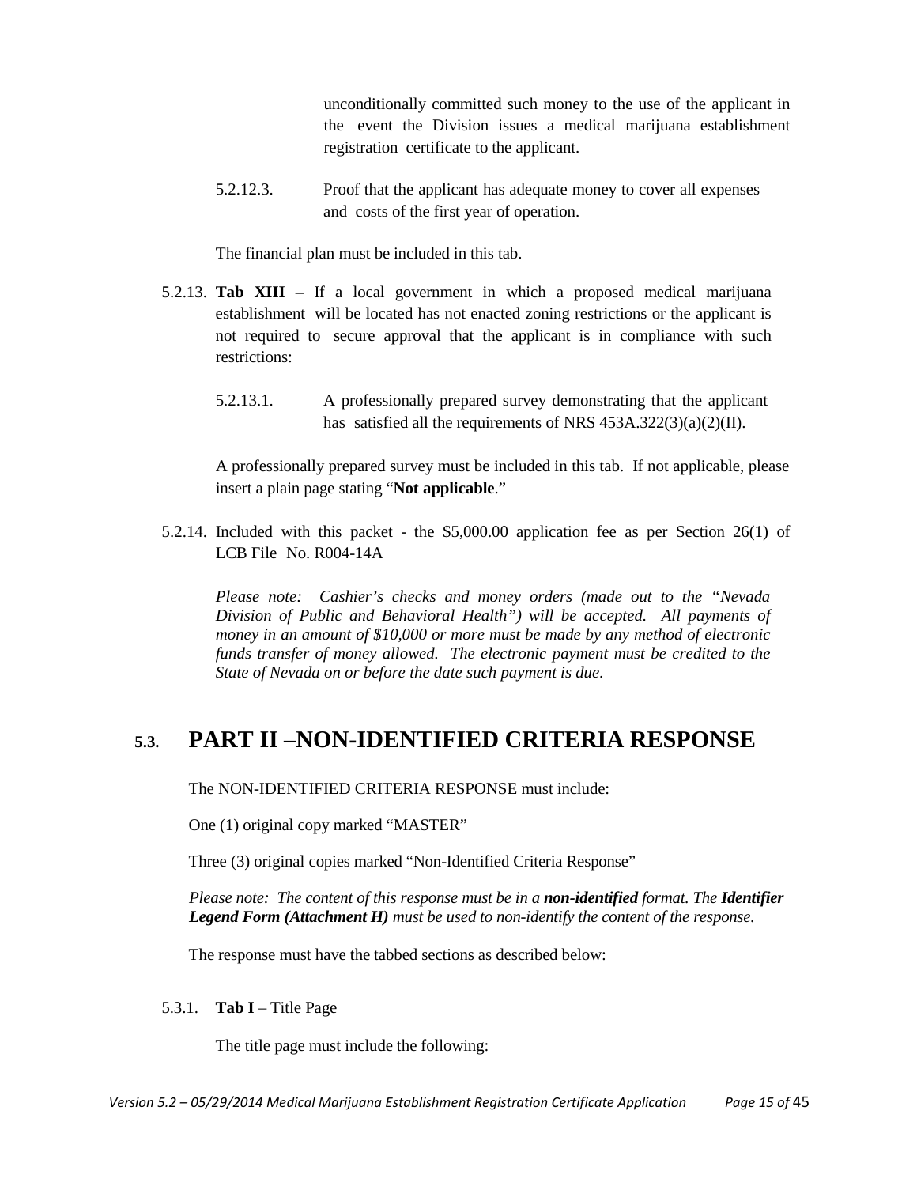unconditionally committed such money to the use of the applicant in the event the Division issues a medical marijuana establishment registration certificate to the applicant.

5.2.12.3. Proof that the applicant has adequate money to cover all expenses and costs of the first year of operation.

The financial plan must be included in this tab.

5.2.13. **Tab XIII** – If a local government in which a proposed medical marijuana establishment will be located has not enacted zoning restrictions or the applicant is not required to secure approval that the applicant is in compliance with such restrictions:

5.2.13.1. A professionally prepared survey demonstrating that the applicant has satisfied all the requirements of NRS 453A.322(3)(a)(2)(II).

A professionally prepared survey must be included in this tab. If not applicable, please insert a plain page stating "**Not applicable**."

5.2.14. Included with this packet - the $5,000.00 application fee as per Section 26(1) of LCB File No. R004-14A

*Please note: Cashier's checks and money orders (made out to the "Nevada Division of Public and Behavioral Health") will be accepted. All payments of money in an amount of $10,000 or more must be made by any method of electronic funds transfer of money allowed. The electronic payment must be credited to the State of Nevada on or before the date such payment is due.*

## 5.3. PART II –NON-IDENTIFIED CRITERIA RESPONSE

The NON-IDENTIFIED CRITERIA RESPONSE must include:

One (1) original copy marked "MASTER"

Three (3) original copies marked "Non-Identified Criteria Response"

*Please note: The content of this response must be in a **non-identified** format. The **Identifier Legend Form (Attachment H)** must be used to non-identify the content of the response.*

The response must have the tabbed sections as described below:

5.3.1. **Tab I** – Title Page

The title page must include the following: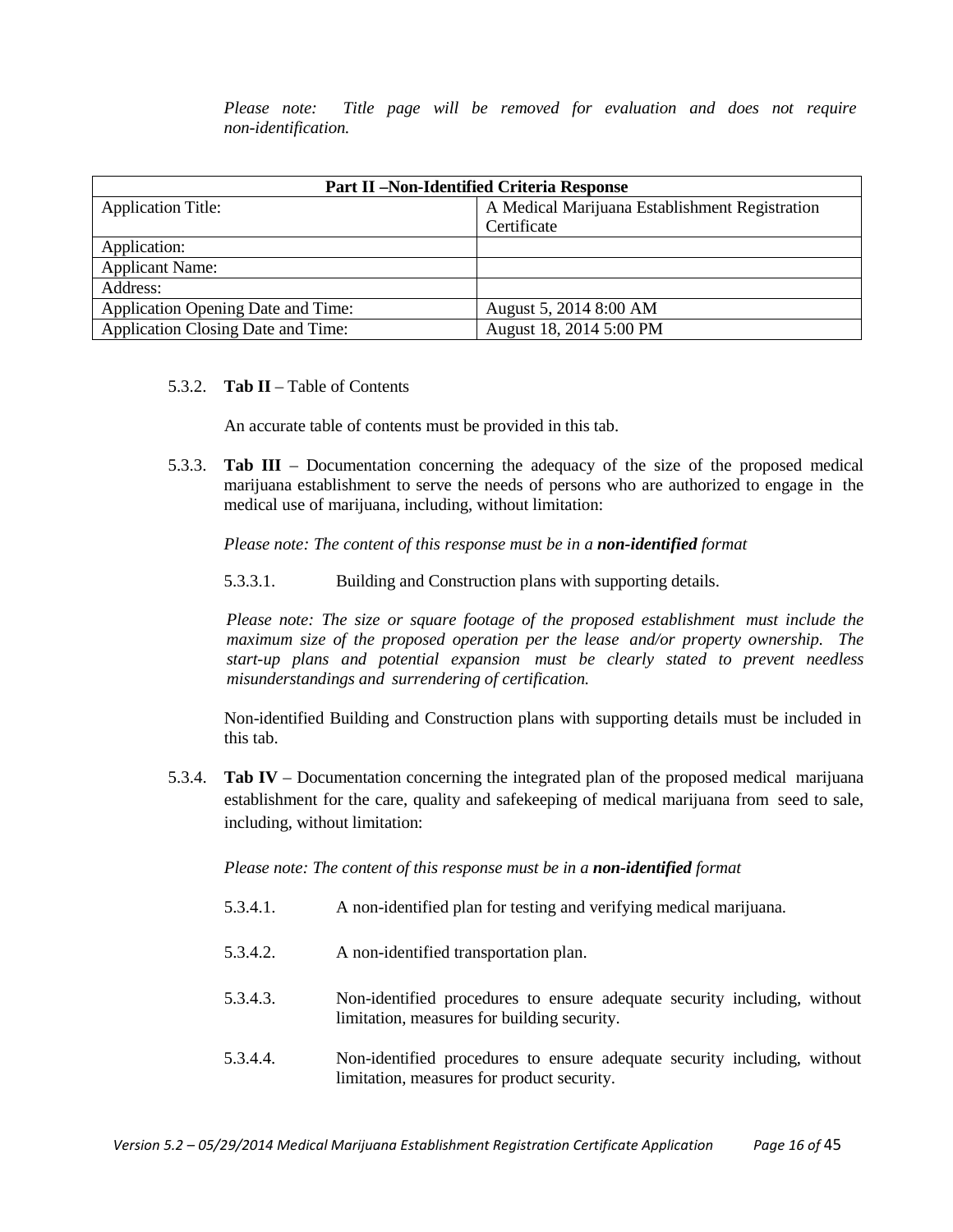*Please note: Title page will be removed for evaluation and does not require non-identification.*

| **Part II –Non-Identified Criteria Response** | |
|---|---|
| Application Title: | A Medical Marijuana Establishment Registration Certificate |
| Application: | |
| Applicant Name: | |
| Address: | |
| Application Opening Date and Time: | August 5, 2014 8:00 AM |
| Application Closing Date and Time: | August 18, 2014 5:00 PM |

5.3.2. **Tab II** – Table of Contents

An accurate table of contents must be provided in this tab.

5.3.3. **Tab III** – Documentation concerning the adequacy of the size of the proposed medical marijuana establishment to serve the needs of persons who are authorized to engage in the medical use of marijuana, including, without limitation:

*Please note: The content of this response must be in a **non-identified** format*

5.3.3.1. Building and Construction plans with supporting details.

*Please note: The size or square footage of the proposed establishment must include the maximum size of the proposed operation per the lease and/or property ownership. The start-up plans and potential expansion must be clearly stated to prevent needless misunderstandings and surrendering of certification.*

Non-identified Building and Construction plans with supporting details must be included in this tab.

5.3.4. **Tab IV** – Documentation concerning the integrated plan of the proposed medical marijuana establishment for the care, quality and safekeeping of medical marijuana from seed to sale, including, without limitation:

*Please note: The content of this response must be in a **non-identified** format*

5.3.4.1. A non-identified plan for testing and verifying medical marijuana.

5.3.4.2. A non-identified transportation plan.

5.3.4.3. Non-identified procedures to ensure adequate security including, without limitation, measures for building security.

5.3.4.4. Non-identified procedures to ensure adequate security including, without limitation, measures for product security.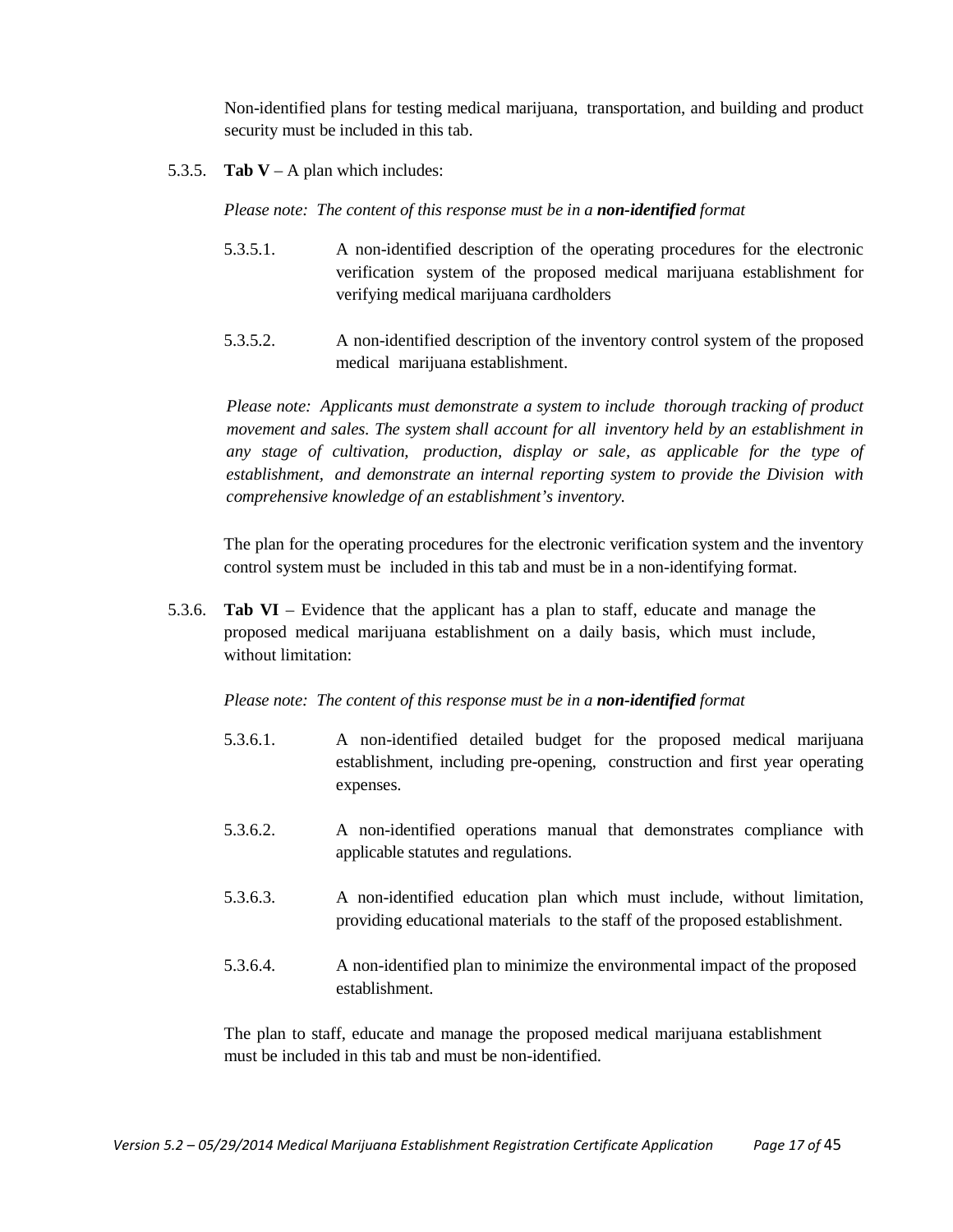Non-identified plans for testing medical marijuana, transportation, and building and product security must be included in this tab.

5.3.5. **Tab V** – A plan which includes:

*Please note: The content of this response must be in a **non-identified** format*

5.3.5.1. A non-identified description of the operating procedures for the electronic verification system of the proposed medical marijuana establishment for verifying medical marijuana cardholders

5.3.5.2. A non-identified description of the inventory control system of the proposed medical marijuana establishment.

*Please note: Applicants must demonstrate a system to include thorough tracking of product movement and sales. The system shall account for all inventory held by an establishment in any stage of cultivation, production, display or sale, as applicable for the type of establishment, and demonstrate an internal reporting system to provide the Division with comprehensive knowledge of an establishment's inventory.*

The plan for the operating procedures for the electronic verification system and the inventory control system must be included in this tab and must be in a non-identifying format.

5.3.6. **Tab VI** – Evidence that the applicant has a plan to staff, educate and manage the proposed medical marijuana establishment on a daily basis, which must include, without limitation:

*Please note: The content of this response must be in a **non-identified** format*

5.3.6.1. A non-identified detailed budget for the proposed medical marijuana establishment, including pre-opening, construction and first year operating expenses.

5.3.6.2. A non-identified operations manual that demonstrates compliance with applicable statutes and regulations.

5.3.6.3. A non-identified education plan which must include, without limitation, providing educational materials to the staff of the proposed establishment.

5.3.6.4. A non-identified plan to minimize the environmental impact of the proposed establishment.

The plan to staff, educate and manage the proposed medical marijuana establishment must be included in this tab and must be non-identified.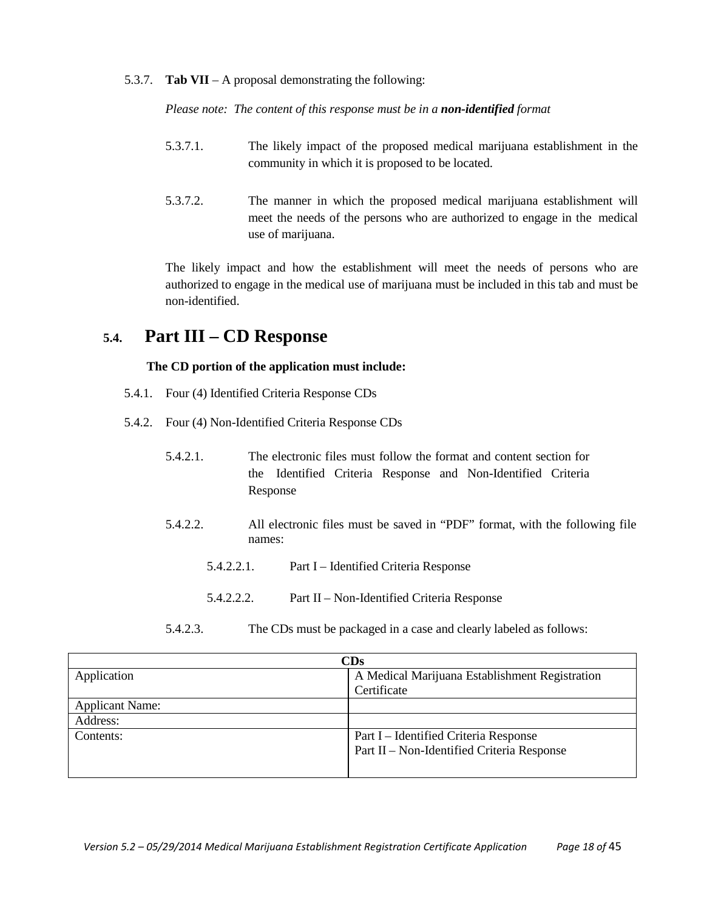5.3.7. **Tab VII** – A proposal demonstrating the following:

*Please note: The content of this response must be in a **non-identified** format*

5.3.7.1. The likely impact of the proposed medical marijuana establishment in the community in which it is proposed to be located.

5.3.7.2. The manner in which the proposed medical marijuana establishment will meet the needs of the persons who are authorized to engage in the medical use of marijuana.

The likely impact and how the establishment will meet the needs of persons who are authorized to engage in the medical use of marijuana must be included in this tab and must be non-identified.

## 5.4. Part III – CD Response

**The CD portion of the application must include:**

5.4.1. Four (4) Identified Criteria Response CDs

5.4.2. Four (4) Non-Identified Criteria Response CDs

5.4.2.1. The electronic files must follow the format and content section for the Identified Criteria Response and Non-Identified Criteria Response

5.4.2.2. All electronic files must be saved in "PDF" format, with the following file names:

5.4.2.2.1. Part I – Identified Criteria Response

5.4.2.2.2. Part II – Non-Identified Criteria Response

5.4.2.3. The CDs must be packaged in a case and clearly labeled as follows:

| **CDs** | |
|---|---|
| Application | A Medical Marijuana Establishment Registration Certificate |
| Applicant Name: | |
| Address: | |
| Contents: | Part I – Identified Criteria Response<br>Part II – Non-Identified Criteria Response |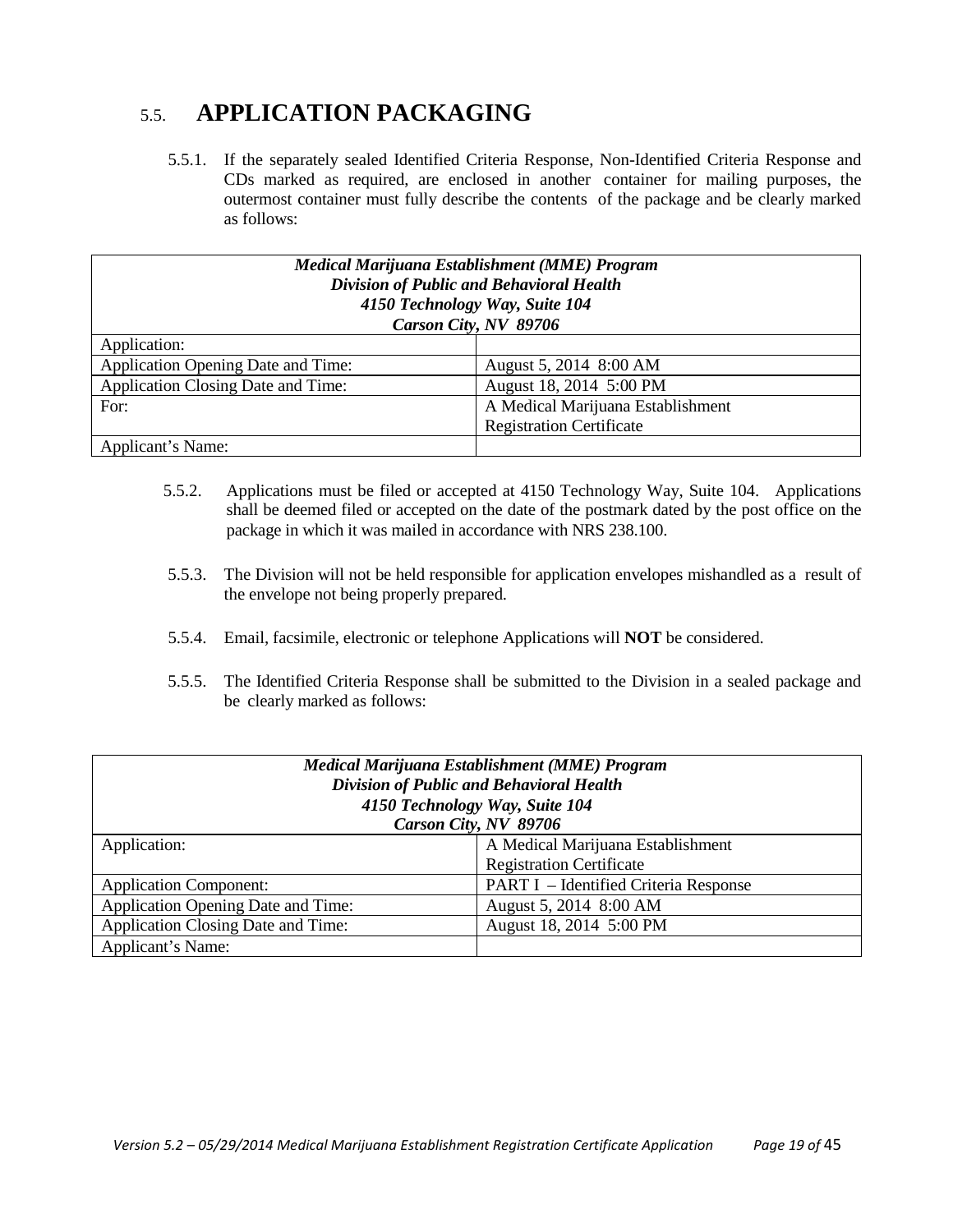## 5.5. APPLICATION PACKAGING

5.5.1. If the separately sealed Identified Criteria Response, Non-Identified Criteria Response and CDs marked as required, are enclosed in another container for mailing purposes, the outermost container must fully describe the contents of the package and be clearly marked as follows:

| ***Medical Marijuana Establishment (MME) Program***<br>***Division of Public and Behavioral Health***<br>***4150 Technology Way, Suite 104***<br>***Carson City, NV 89706*** | |
|---|---|
| Application: | |
| Application Opening Date and Time: | August 5, 2014 8:00 AM |
| Application Closing Date and Time: | August 18, 2014 5:00 PM |
| For: | A Medical Marijuana Establishment Registration Certificate |
| Applicant's Name: | |

5.5.2. Applications must be filed or accepted at 4150 Technology Way, Suite 104. Applications shall be deemed filed or accepted on the date of the postmark dated by the post office on the package in which it was mailed in accordance with NRS 238.100.

5.5.3. The Division will not be held responsible for application envelopes mishandled as a result of the envelope not being properly prepared.

5.5.4. Email, facsimile, electronic or telephone Applications will **NOT** be considered.

5.5.5. The Identified Criteria Response shall be submitted to the Division in a sealed package and be clearly marked as follows:

| ***Medical Marijuana Establishment (MME) Program***<br>***Division of Public and Behavioral Health***<br>***4150 Technology Way, Suite 104***<br>***Carson City, NV 89706*** | |
|---|---|
| Application: | A Medical Marijuana Establishment Registration Certificate |
| Application Component: | PART I – Identified Criteria Response |
| Application Opening Date and Time: | August 5, 2014 8:00 AM |
| Application Closing Date and Time: | August 18, 2014 5:00 PM |
| Applicant's Name: | |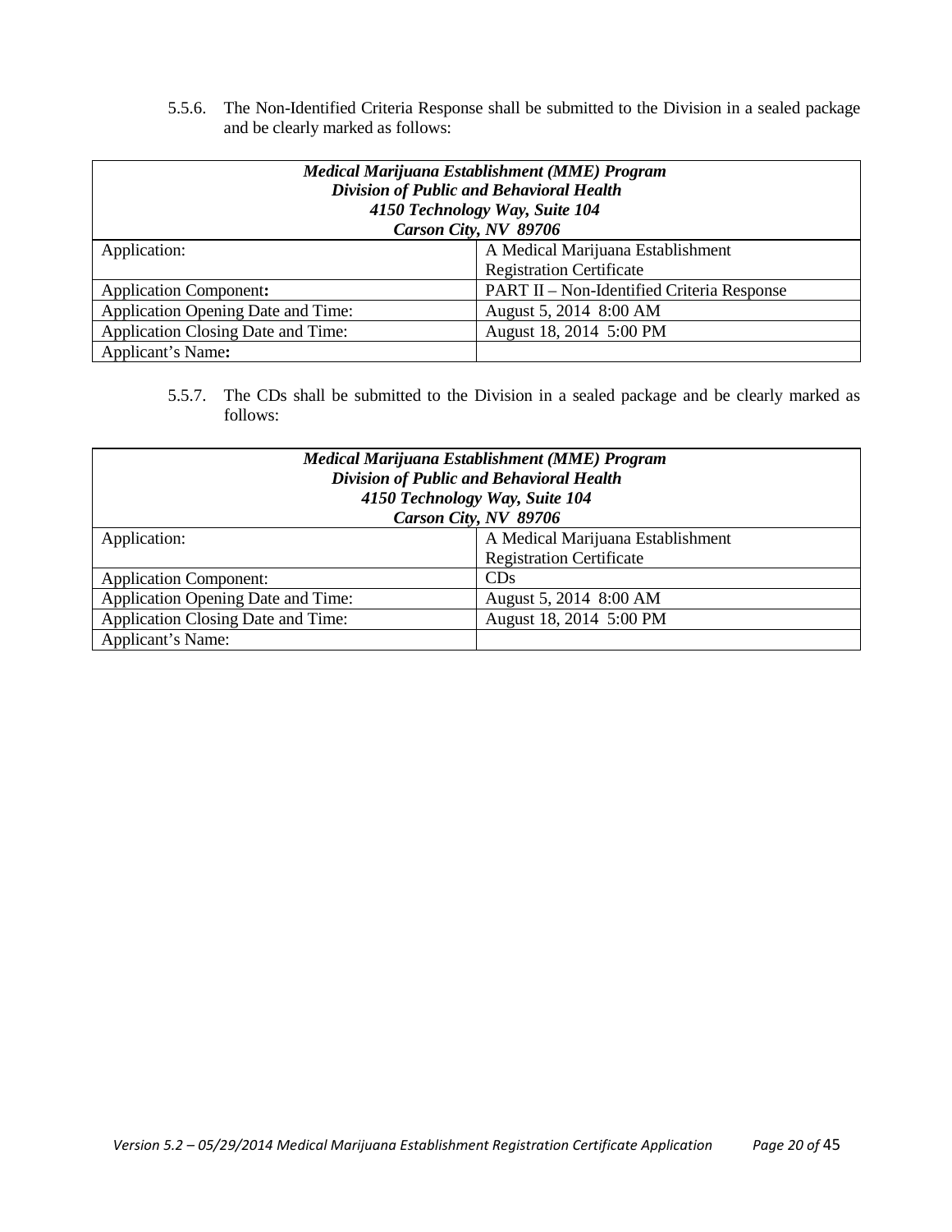5.5.6. The Non-Identified Criteria Response shall be submitted to the Division in a sealed package and be clearly marked as follows:

| ***Medical Marijuana Establishment (MME) Program*** <br> ***Division of Public and Behavioral Health*** <br> ***4150 Technology Way, Suite 104*** <br> ***Carson City, NV 89706*** | |
|---|---|
| Application: | A Medical Marijuana Establishment Registration Certificate |
| Application Component**:** | PART II – Non-Identified Criteria Response |
| Application Opening Date and Time: | August 5, 2014 8:00 AM |
| Application Closing Date and Time: | August 18, 2014 5:00 PM |
| Applicant's Name**:** | |

5.5.7. The CDs shall be submitted to the Division in a sealed package and be clearly marked as follows:

| ***Medical Marijuana Establishment (MME) Program*** <br> ***Division of Public and Behavioral Health*** <br> ***4150 Technology Way, Suite 104*** <br> ***Carson City, NV 89706*** | |
|---|---|
| Application: | A Medical Marijuana Establishment Registration Certificate |
| Application Component: | CDs |
| Application Opening Date and Time: | August 5, 2014 8:00 AM |
| Application Closing Date and Time: | August 18, 2014 5:00 PM |
| Applicant's Name: | |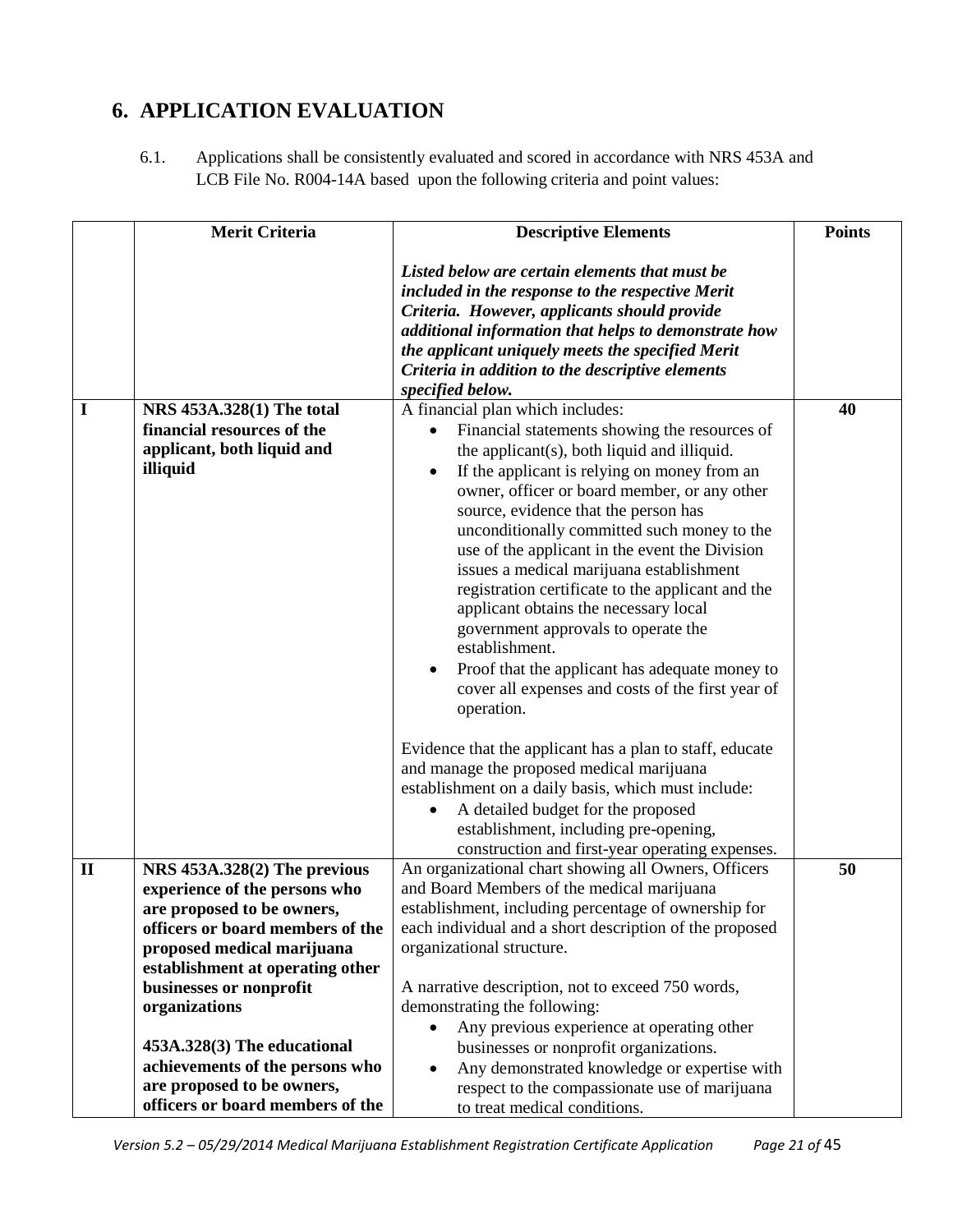## 6. APPLICATION EVALUATION

6.1. Applications shall be consistently evaluated and scored in accordance with NRS 453A and LCB File No. R004-14A based upon the following criteria and point values:

| | Merit Criteria | Descriptive Elements | Points |
|---|---|---|---|
| | | ***Listed below are certain elements that must be included in the response to the respective Merit Criteria. However, applicants should provide additional information that helps to demonstrate how the applicant uniquely meets the specified Merit Criteria in addition to the descriptive elements specified below.*** | |
| **I** | **NRS 453A.328(1) The total financial resources of the applicant, both liquid and illiquid** | A financial plan which includes:<br>• Financial statements showing the resources of the applicant(s), both liquid and illiquid.<br>• If the applicant is relying on money from an owner, officer or board member, or any other source, evidence that the person has unconditionally committed such money to the use of the applicant in the event the Division issues a medical marijuana establishment registration certificate to the applicant and the applicant obtains the necessary local government approvals to operate the establishment.<br>• Proof that the applicant has adequate money to cover all expenses and costs of the first year of operation.<br><br>Evidence that the applicant has a plan to staff, educate and manage the proposed medical marijuana establishment on a daily basis, which must include:<br>• A detailed budget for the proposed establishment, including pre-opening, construction and first-year operating expenses. | **40** |
| **II** | **NRS 453A.328(2) The previous experience of the persons who are proposed to be owners, officers or board members of the proposed medical marijuana establishment at operating other businesses or nonprofit organizations**<br><br>**453A.328(3) The educational achievements of the persons who are proposed to be owners, officers or board members of the** | An organizational chart showing all Owners, Officers and Board Members of the medical marijuana establishment, including percentage of ownership for each individual and a short description of the proposed organizational structure.<br><br>A narrative description, not to exceed 750 words, demonstrating the following:<br>• Any previous experience at operating other businesses or nonprofit organizations.<br>• Any demonstrated knowledge or expertise with respect to the compassionate use of marijuana to treat medical conditions. | **50** |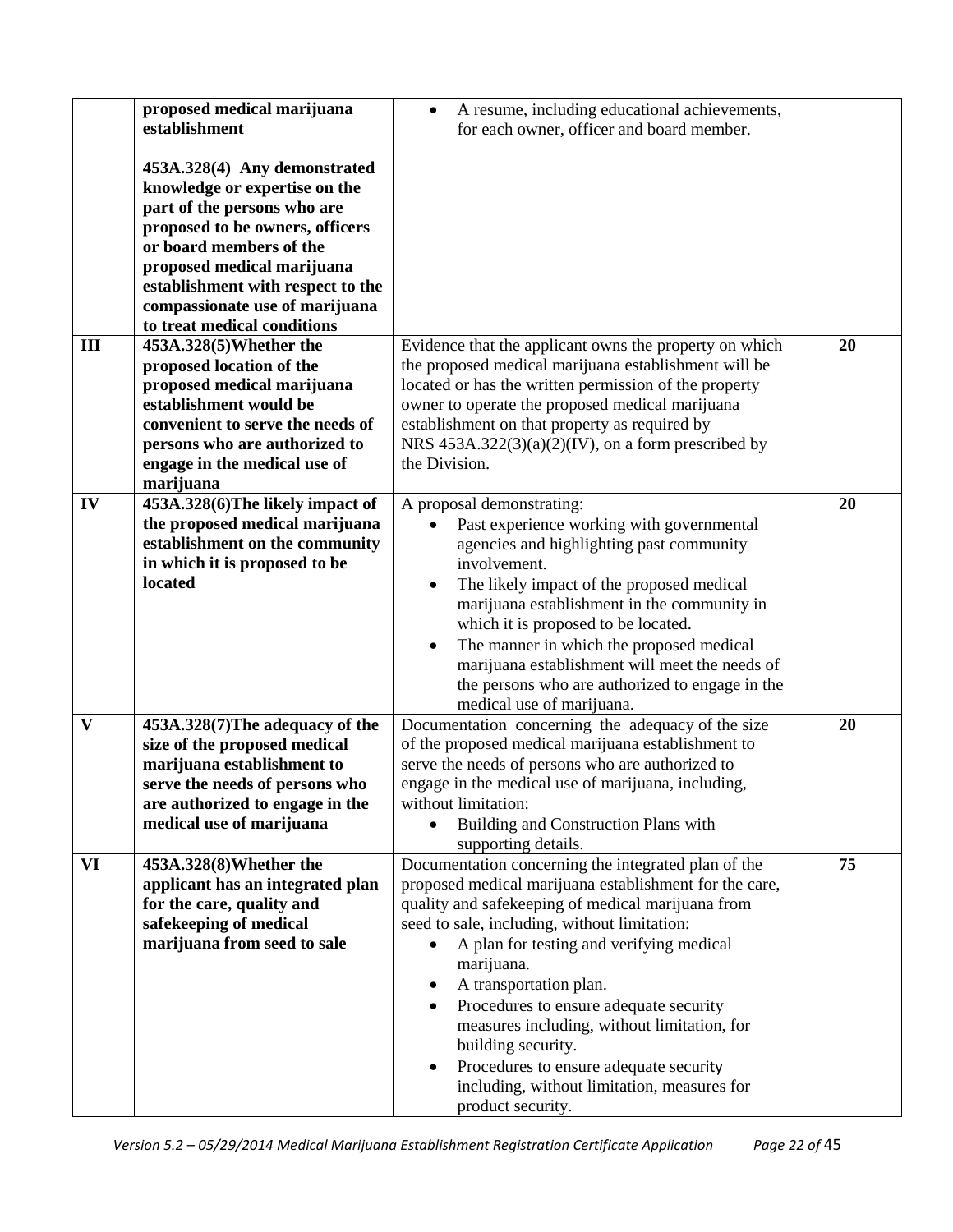| | | | |
|---|---|---|---|
| | **proposed medical marijuana establishment**<br><br>**453A.328(4) Any demonstrated knowledge or expertise on the part of the persons who are proposed to be owners, officers or board members of the proposed medical marijuana establishment with respect to the compassionate use of marijuana to treat medical conditions** | • A resume, including educational achievements, for each owner, officer and board member. | |
| **III** | **453A.328(5)Whether the proposed location of the proposed medical marijuana establishment would be convenient to serve the needs of persons who are authorized to engage in the medical use of marijuana** | Evidence that the applicant owns the property on which the proposed medical marijuana establishment will be located or has the written permission of the property owner to operate the proposed medical marijuana establishment on that property as required by NRS 453A.322(3)(a)(2)(IV), on a form prescribed by the Division. | **20** |
| **IV** | **453A.328(6)The likely impact of the proposed medical marijuana establishment on the community in which it is proposed to be located** | A proposal demonstrating:<br>• Past experience working with governmental agencies and highlighting past community involvement.<br>• The likely impact of the proposed medical marijuana establishment in the community in which it is proposed to be located.<br>• The manner in which the proposed medical marijuana establishment will meet the needs of the persons who are authorized to engage in the medical use of marijuana. | **20** |
| **V** | **453A.328(7)The adequacy of the size of the proposed medical marijuana establishment to serve the needs of persons who are authorized to engage in the medical use of marijuana** | Documentation concerning the adequacy of the size of the proposed medical marijuana establishment to serve the needs of persons who are authorized to engage in the medical use of marijuana, including, without limitation:<br>• Building and Construction Plans with supporting details. | **20** |
| **VI** | **453A.328(8)Whether the applicant has an integrated plan for the care, quality and safekeeping of medical marijuana from seed to sale** | Documentation concerning the integrated plan of the proposed medical marijuana establishment for the care, quality and safekeeping of medical marijuana from seed to sale, including, without limitation:<br>• A plan for testing and verifying medical marijuana.<br>• A transportation plan.<br>• Procedures to ensure adequate security measures including, without limitation, for building security.<br>• Procedures to ensure adequate security including, without limitation, measures for product security. | **75** |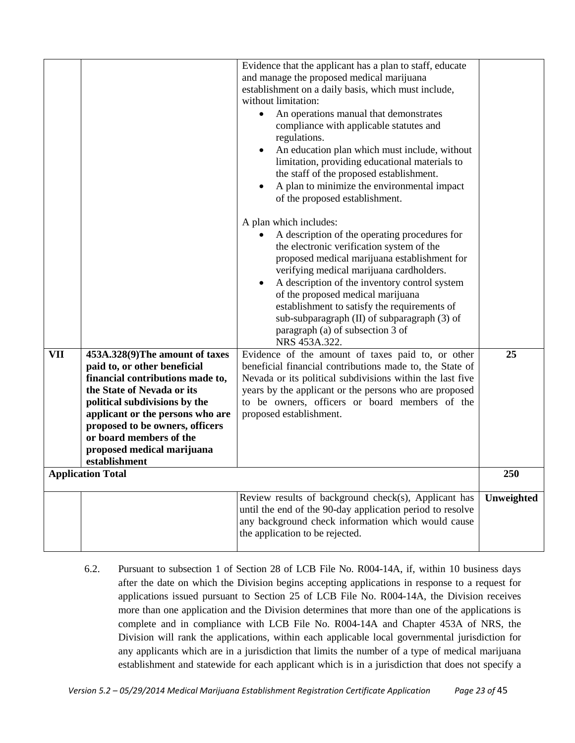| | | | |
|---|---|---|---|
| | | Evidence that the applicant has a plan to staff, educate and manage the proposed medical marijuana establishment on a daily basis, which must include, without limitation:<br>• An operations manual that demonstrates compliance with applicable statutes and regulations.<br>• An education plan which must include, without limitation, providing educational materials to the staff of the proposed establishment.<br>• A plan to minimize the environmental impact of the proposed establishment.<br><br>A plan which includes:<br>• A description of the operating procedures for the electronic verification system of the proposed medical marijuana establishment for verifying medical marijuana cardholders.<br>• A description of the inventory control system of the proposed medical marijuana establishment to satisfy the requirements of sub-subparagraph (II) of subparagraph (3) of paragraph (a) of subsection 3 of NRS 453A.322. | |
| **VII** | **453A.328(9)The amount of taxes paid to, or other beneficial financial contributions made to, the State of Nevada or its political subdivisions by the applicant or the persons who are proposed to be owners, officers or board members of the proposed medical marijuana establishment** | Evidence of the amount of taxes paid to, or other beneficial financial contributions made to, the State of Nevada or its political subdivisions within the last five years by the applicant or the persons who are proposed to be owners, officers or board members of the proposed establishment. | **25** |
| **Application Total** | | | **250** |
| | | Review results of background check(s), Applicant has until the end of the 90-day application period to resolve any background check information which would cause the application to be rejected. | **Unweighted** |

6.2. Pursuant to subsection 1 of Section 28 of LCB File No. R004-14A, if, within 10 business days after the date on which the Division begins accepting applications in response to a request for applications issued pursuant to Section 25 of LCB File No. R004-14A, the Division receives more than one application and the Division determines that more than one of the applications is complete and in compliance with LCB File No. R004-14A and Chapter 453A of NRS, the Division will rank the applications, within each applicable local governmental jurisdiction for any applicants which are in a jurisdiction that limits the number of a type of medical marijuana establishment and statewide for each applicant which is in a jurisdiction that does not specify a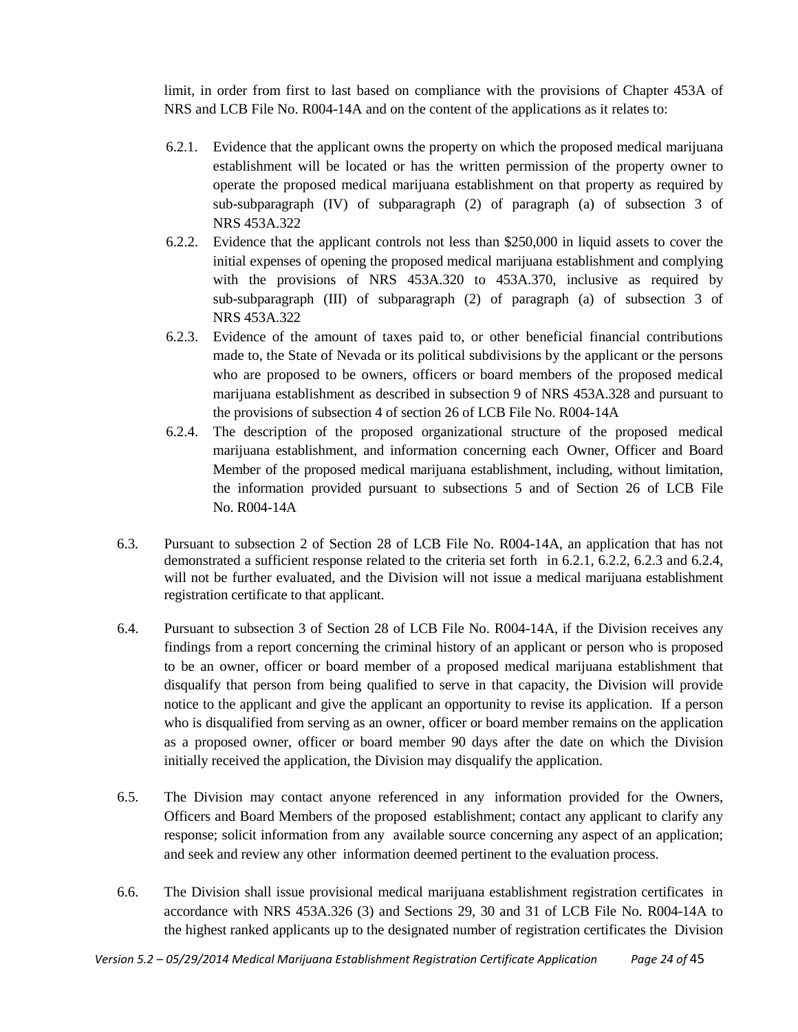limit, in order from first to last based on compliance with the provisions of Chapter 453A of NRS and LCB File No. R004-14A and on the content of the applications as it relates to:

6.2.1. Evidence that the applicant owns the property on which the proposed medical marijuana establishment will be located or has the written permission of the property owner to operate the proposed medical marijuana establishment on that property as required by sub-subparagraph (IV) of subparagraph (2) of paragraph (a) of subsection 3 of NRS 453A.322

6.2.2. Evidence that the applicant controls not less than $250,000 in liquid assets to cover the initial expenses of opening the proposed medical marijuana establishment and complying with the provisions of NRS 453A.320 to 453A.370, inclusive as required by sub-subparagraph (III) of subparagraph (2) of paragraph (a) of subsection 3 of NRS 453A.322

6.2.3. Evidence of the amount of taxes paid to, or other beneficial financial contributions made to, the State of Nevada or its political subdivisions by the applicant or the persons who are proposed to be owners, officers or board members of the proposed medical marijuana establishment as described in subsection 9 of NRS 453A.328 and pursuant to the provisions of subsection 4 of section 26 of LCB File No. R004-14A

6.2.4. The description of the proposed organizational structure of the proposed medical marijuana establishment, and information concerning each Owner, Officer and Board Member of the proposed medical marijuana establishment, including, without limitation, the information provided pursuant to subsections 5 and of Section 26 of LCB File No. R004-14A

6.3. Pursuant to subsection 2 of Section 28 of LCB File No. R004-14A, an application that has not demonstrated a sufficient response related to the criteria set forth in 6.2.1, 6.2.2, 6.2.3 and 6.2.4, will not be further evaluated, and the Division will not issue a medical marijuana establishment registration certificate to that applicant.

6.4. Pursuant to subsection 3 of Section 28 of LCB File No. R004-14A, if the Division receives any findings from a report concerning the criminal history of an applicant or person who is proposed to be an owner, officer or board member of a proposed medical marijuana establishment that disqualify that person from being qualified to serve in that capacity, the Division will provide notice to the applicant and give the applicant an opportunity to revise its application. If a person who is disqualified from serving as an owner, officer or board member remains on the application as a proposed owner, officer or board member 90 days after the date on which the Division initially received the application, the Division may disqualify the application.

6.5. The Division may contact anyone referenced in any information provided for the Owners, Officers and Board Members of the proposed establishment; contact any applicant to clarify any response; solicit information from any available source concerning any aspect of an application; and seek and review any other information deemed pertinent to the evaluation process.

6.6. The Division shall issue provisional medical marijuana establishment registration certificates in accordance with NRS 453A.326 (3) and Sections 29, 30 and 31 of LCB File No. R004-14A to the highest ranked applicants up to the designated number of registration certificates the Division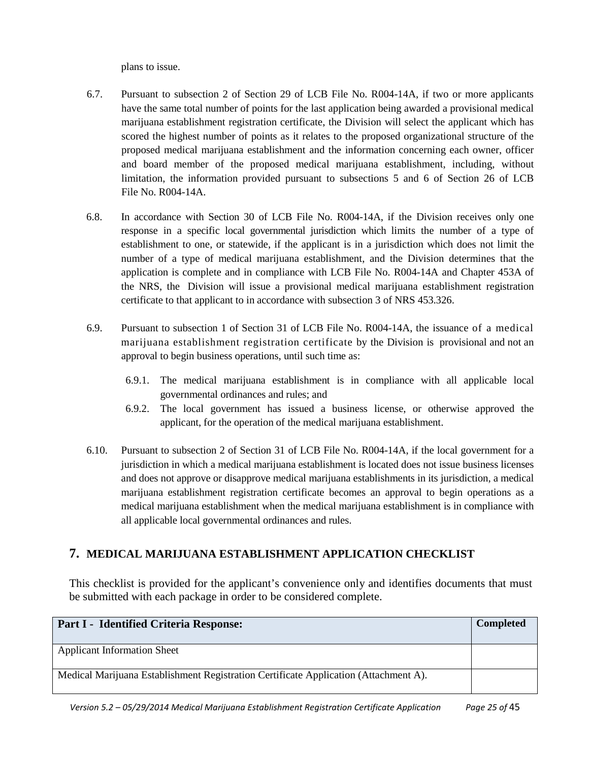plans to issue.

6.7. Pursuant to subsection 2 of Section 29 of LCB File No. R004-14A, if two or more applicants have the same total number of points for the last application being awarded a provisional medical marijuana establishment registration certificate, the Division will select the applicant which has scored the highest number of points as it relates to the proposed organizational structure of the proposed medical marijuana establishment and the information concerning each owner, officer and board member of the proposed medical marijuana establishment, including, without limitation, the information provided pursuant to subsections 5 and 6 of Section 26 of LCB File No. R004-14A.

6.8. In accordance with Section 30 of LCB File No. R004-14A, if the Division receives only one response in a specific local governmental jurisdiction which limits the number of a type of establishment to one, or statewide, if the applicant is in a jurisdiction which does not limit the number of a type of medical marijuana establishment, and the Division determines that the application is complete and in compliance with LCB File No. R004-14A and Chapter 453A of the NRS, the Division will issue a provisional medical marijuana establishment registration certificate to that applicant to in accordance with subsection 3 of NRS 453.326.

6.9. Pursuant to subsection 1 of Section 31 of LCB File No. R004-14A, the issuance of a medical marijuana establishment registration certificate by the Division is provisional and not an approval to begin business operations, until such time as:

6.9.1. The medical marijuana establishment is in compliance with all applicable local governmental ordinances and rules; and

6.9.2. The local government has issued a business license, or otherwise approved the applicant, for the operation of the medical marijuana establishment.

6.10. Pursuant to subsection 2 of Section 31 of LCB File No. R004-14A, if the local government for a jurisdiction in which a medical marijuana establishment is located does not issue business licenses and does not approve or disapprove medical marijuana establishments in its jurisdiction, a medical marijuana establishment registration certificate becomes an approval to begin operations as a medical marijuana establishment when the medical marijuana establishment is in compliance with all applicable local governmental ordinances and rules.

## 7. MEDICAL MARIJUANA ESTABLISHMENT APPLICATION CHECKLIST

This checklist is provided for the applicant's convenience only and identifies documents that must be submitted with each package in order to be considered complete.

| **Part I - Identified Criteria Response:** | **Completed** |
|---|---|
| Applicant Information Sheet | |
| Medical Marijuana Establishment Registration Certificate Application (Attachment A). | |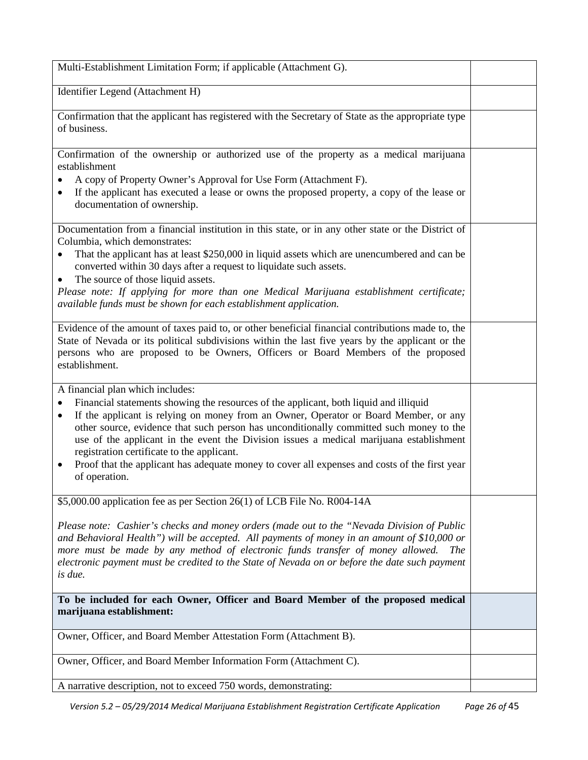| | |
|---|---|
| Multi-Establishment Limitation Form; if applicable (Attachment G). | |
| Identifier Legend (Attachment H) | |
| Confirmation that the applicant has registered with the Secretary of State as the appropriate type of business. | |
| Confirmation of the ownership or authorized use of the property as a medical marijuana establishment<br>• A copy of Property Owner's Approval for Use Form (Attachment F).<br>• If the applicant has executed a lease or owns the proposed property, a copy of the lease or documentation of ownership. | |
| Documentation from a financial institution in this state, or in any other state or the District of Columbia, which demonstrates:<br>• That the applicant has at least $250,000 in liquid assets which are unencumbered and can be converted within 30 days after a request to liquidate such assets.<br>• The source of those liquid assets.<br>*Please note: If applying for more than one Medical Marijuana establishment certificate; available funds must be shown for each establishment application.* | |
| Evidence of the amount of taxes paid to, or other beneficial financial contributions made to, the State of Nevada or its political subdivisions within the last five years by the applicant or the persons who are proposed to be Owners, Officers or Board Members of the proposed establishment. | |
| A financial plan which includes:<br>• Financial statements showing the resources of the applicant, both liquid and illiquid<br>• If the applicant is relying on money from an Owner, Operator or Board Member, or any other source, evidence that such person has unconditionally committed such money to the use of the applicant in the event the Division issues a medical marijuana establishment registration certificate to the applicant.<br>• Proof that the applicant has adequate money to cover all expenses and costs of the first year of operation. | |
| $5,000.00 application fee as per Section 26(1) of LCB File No. R004-14A<br><br>*Please note: Cashier's checks and money orders (made out to the "Nevada Division of Public and Behavioral Health") will be accepted. All payments of money in an amount of $10,000 or more must be made by any method of electronic funds transfer of money allowed. The electronic payment must be credited to the State of Nevada on or before the date such payment is due.* | |
| **To be included for each Owner, Officer and Board Member of the proposed medical marijuana establishment:** | |
| Owner, Officer, and Board Member Attestation Form (Attachment B). | |
| Owner, Officer, and Board Member Information Form (Attachment C). | |
| A narrative description, not to exceed 750 words, demonstrating: | |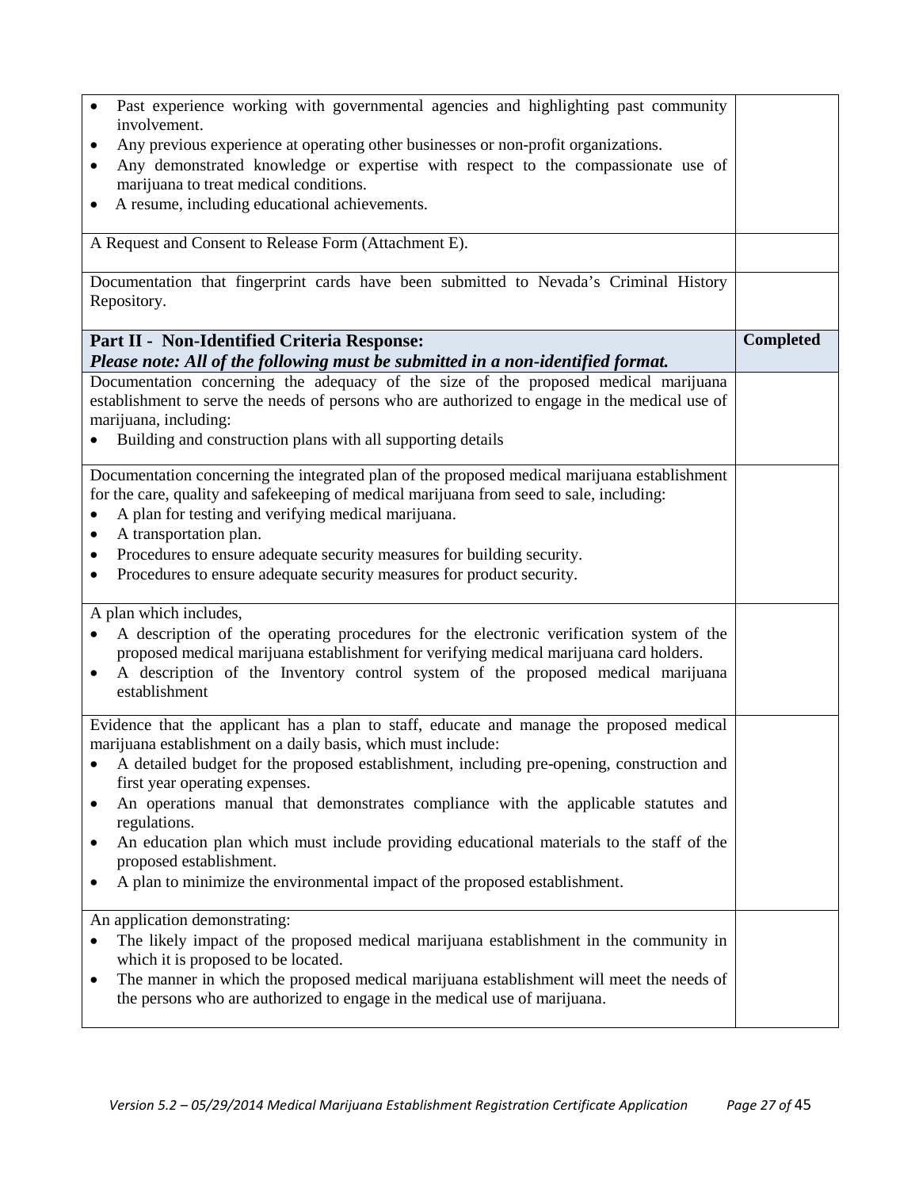| | |
|---|---|
| • Past experience working with governmental agencies and highlighting past community involvement.<br>• Any previous experience at operating other businesses or non-profit organizations.<br>• Any demonstrated knowledge or expertise with respect to the compassionate use of marijuana to treat medical conditions.<br>• A resume, including educational achievements. | |
| A Request and Consent to Release Form (Attachment E). | |
| Documentation that fingerprint cards have been submitted to Nevada's Criminal History Repository. | |
| **Part II - Non-Identified Criteria Response:**<br>***Please note: All of the following must be submitted in a non-identified format.*** | **Completed** |
| Documentation concerning the adequacy of the size of the proposed medical marijuana establishment to serve the needs of persons who are authorized to engage in the medical use of marijuana, including:<br>• Building and construction plans with all supporting details | |
| Documentation concerning the integrated plan of the proposed medical marijuana establishment for the care, quality and safekeeping of medical marijuana from seed to sale, including:<br>• A plan for testing and verifying medical marijuana.<br>• A transportation plan.<br>• Procedures to ensure adequate security measures for building security.<br>• Procedures to ensure adequate security measures for product security. | |
| A plan which includes,<br>• A description of the operating procedures for the electronic verification system of the proposed medical marijuana establishment for verifying medical marijuana card holders.<br>• A description of the Inventory control system of the proposed medical marijuana establishment | |
| Evidence that the applicant has a plan to staff, educate and manage the proposed medical marijuana establishment on a daily basis, which must include:<br>• A detailed budget for the proposed establishment, including pre-opening, construction and first year operating expenses.<br>• An operations manual that demonstrates compliance with the applicable statutes and regulations.<br>• An education plan which must include providing educational materials to the staff of the proposed establishment.<br>• A plan to minimize the environmental impact of the proposed establishment. | |
| An application demonstrating:<br>• The likely impact of the proposed medical marijuana establishment in the community in which it is proposed to be located.<br>• The manner in which the proposed medical marijuana establishment will meet the needs of the persons who are authorized to engage in the medical use of marijuana. | |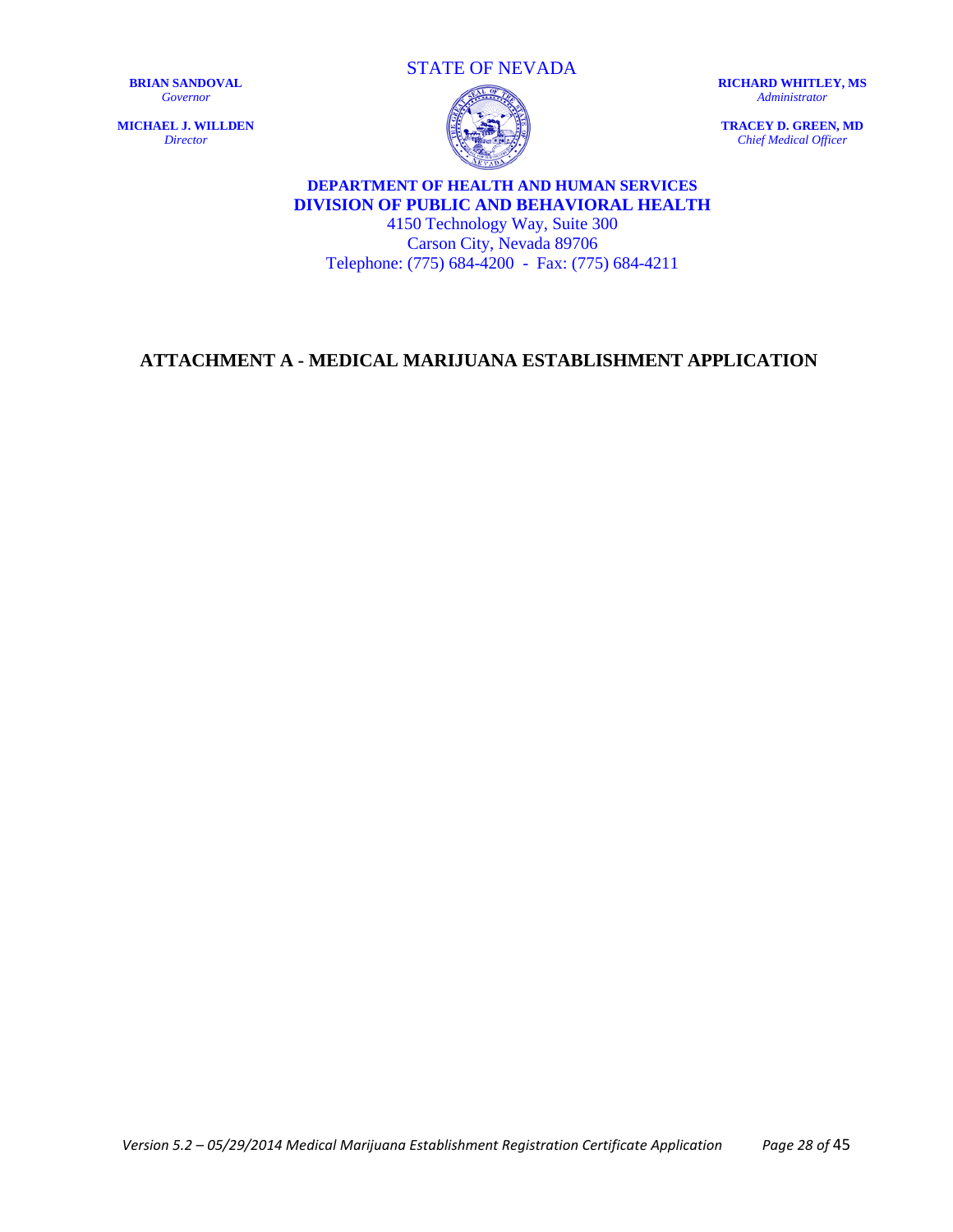STATE OF NEVADA

**BRIAN SANDOVAL**
*Governor*

**MICHAEL J. WILLDEN**
*Director*

**RICHARD WHITLEY, MS**
*Administrator*

**TRACEY D. GREEN, MD**
*Chief Medical Officer*

**DEPARTMENT OF HEALTH AND HUMAN SERVICES**
**DIVISION OF PUBLIC AND BEHAVIORAL HEALTH**
4150 Technology Way, Suite 300
Carson City, Nevada 89706
Telephone: (775) 684-4200 - Fax: (775) 684-4211

# ATTACHMENT A - MEDICAL MARIJUANA ESTABLISHMENT APPLICATION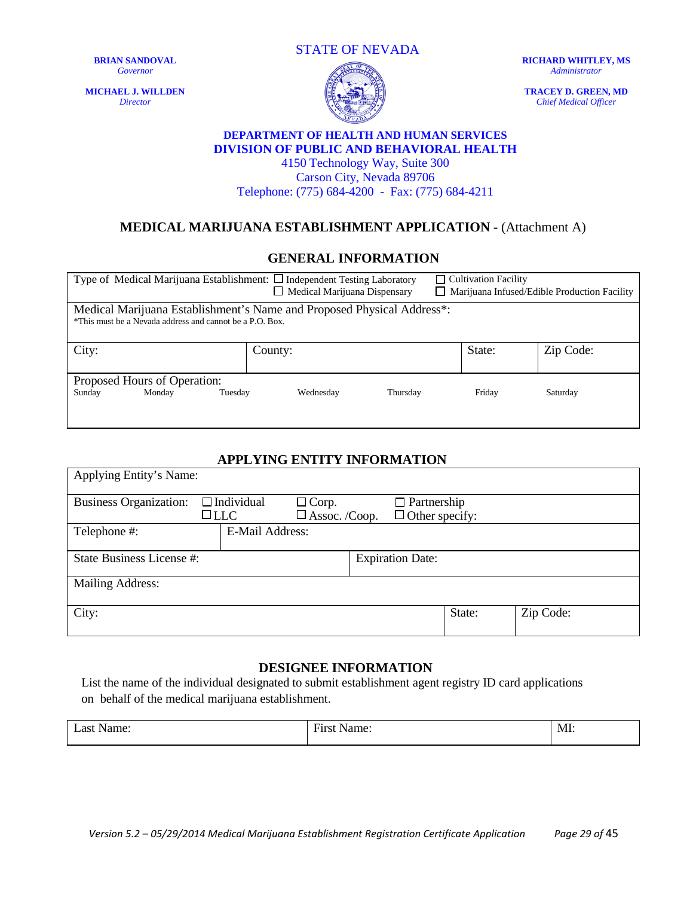**BRIAN SANDOVAL**
*Governor*

**MICHAEL J. WILLDEN**
*Director*

STATE OF NEVADA

**RICHARD WHITLEY, MS**
*Administrator*

**TRACEY D. GREEN, MD**
*Chief Medical Officer*

**DEPARTMENT OF HEALTH AND HUMAN SERVICES**
**DIVISION OF PUBLIC AND BEHAVIORAL HEALTH**
4150 Technology Way, Suite 300
Carson City, Nevada 89706
Telephone: (775) 684-4200 - Fax: (775) 684-4211

## MEDICAL MARIJUANA ESTABLISHMENT APPLICATION - (Attachment A)

### GENERAL INFORMATION

| Type of Medical Marijuana Establishment: ☐ Independent Testing Laboratory ☐ Medical Marijuana Dispensary ☐ Cultivation Facility ☐ Marijuana Infused/Edible Production Facility | | | |
|---|---|---|---|
| Medical Marijuana Establishment's Name and Proposed Physical Address*: *This must be a Nevada address and cannot be a P.O. Box. | | | |
| City: | County: | State: | Zip Code: |
| Proposed Hours of Operation: Sunday Monday Tuesday Wednesday Thursday Friday Saturday | | | |

### APPLYING ENTITY INFORMATION

| Applying Entity's Name: | | | |
|---|---|---|---|
| Business Organization: ☐ Individual ☐ LLC ☐ Corp. ☐ Assoc. /Coop. ☐ Partnership ☐ Other specify: | | | |
| Telephone #: | E-Mail Address: | | |
| State Business License #: | Expiration Date: | | |
| Mailing Address: | | | |
| City: | | State: | Zip Code: |

### DESIGNEE INFORMATION

List the name of the individual designated to submit establishment agent registry ID card applications on behalf of the medical marijuana establishment.

| Last Name: | First Name: | MI: |
|---|---|---|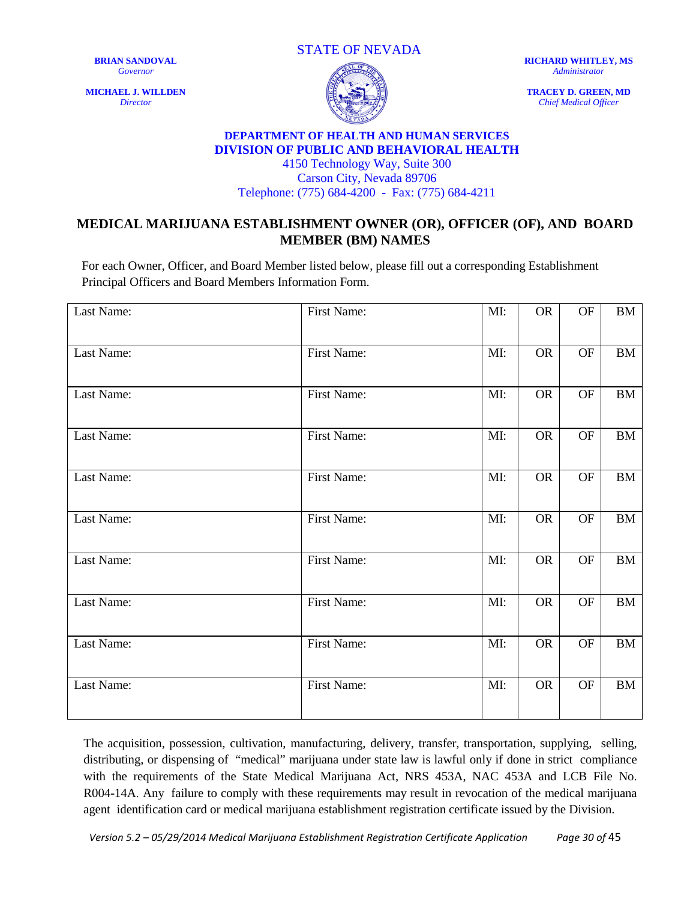STATE OF NEVADA

**BRIAN SANDOVAL**
*Governor*

**MICHAEL J. WILLDEN**
*Director*

**RICHARD WHITLEY, MS**
*Administrator*

**TRACEY D. GREEN, MD**
*Chief Medical Officer*

**DEPARTMENT OF HEALTH AND HUMAN SERVICES**
**DIVISION OF PUBLIC AND BEHAVIORAL HEALTH**
4150 Technology Way, Suite 300
Carson City, Nevada 89706
Telephone: (775) 684-4200 - Fax: (775) 684-4211

## MEDICAL MARIJUANA ESTABLISHMENT OWNER (OR), OFFICER (OF), AND BOARD MEMBER (BM) NAMES

For each Owner, Officer, and Board Member listed below, please fill out a corresponding Establishment Principal Officers and Board Members Information Form.

| Last Name: | First Name: | MI: | OR | OF | BM |
|---|---|---|---|---|---|
| Last Name: | First Name: | MI: | OR | OF | BM |
| Last Name: | First Name: | MI: | OR | OF | BM |
| Last Name: | First Name: | MI: | OR | OF | BM |
| Last Name: | First Name: | MI: | OR | OF | BM |
| Last Name: | First Name: | MI: | OR | OF | BM |
| Last Name: | First Name: | MI: | OR | OF | BM |
| Last Name: | First Name: | MI: | OR | OF | BM |
| Last Name: | First Name: | MI: | OR | OF | BM |
| Last Name: | First Name: | MI: | OR | OF | BM |

The acquisition, possession, cultivation, manufacturing, delivery, transfer, transportation, supplying, selling, distributing, or dispensing of "medical" marijuana under state law is lawful only if done in strict compliance with the requirements of the State Medical Marijuana Act, NRS 453A, NAC 453A and LCB File No. R004-14A. Any failure to comply with these requirements may result in revocation of the medical marijuana agent identification card or medical marijuana establishment registration certificate issued by the Division.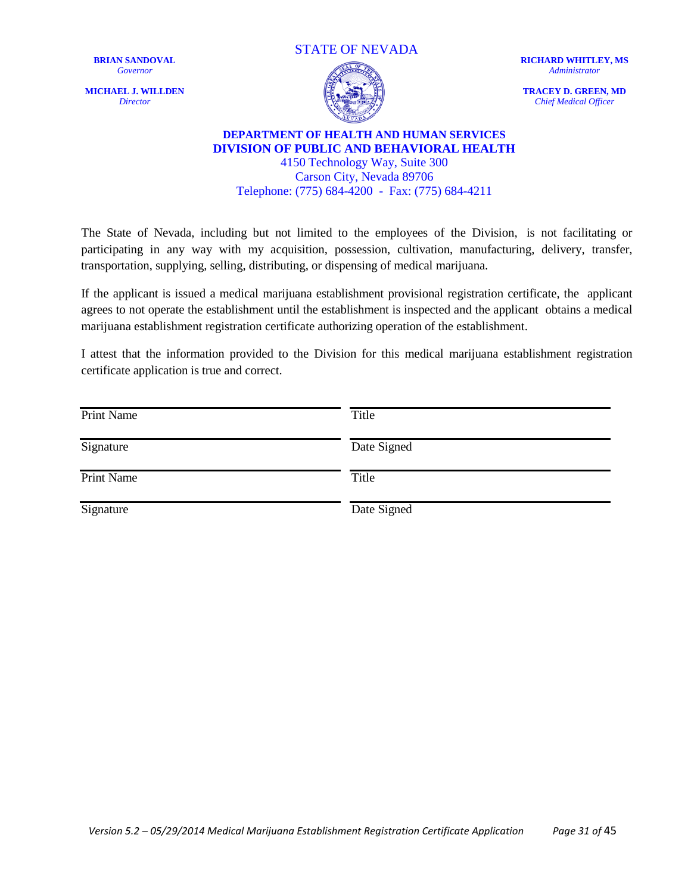STATE OF NEVADA

**BRIAN SANDOVAL**
*Governor*

**MICHAEL J. WILLDEN**
*Director*

**RICHARD WHITLEY, MS**
*Administrator*

**TRACEY D. GREEN, MD**
*Chief Medical Officer*

**DEPARTMENT OF HEALTH AND HUMAN SERVICES**
**DIVISION OF PUBLIC AND BEHAVIORAL HEALTH**
4150 Technology Way, Suite 300
Carson City, Nevada 89706
Telephone: (775) 684-4200 - Fax: (775) 684-4211

The State of Nevada, including but not limited to the employees of the Division, is not facilitating or participating in any way with my acquisition, possession, cultivation, manufacturing, delivery, transfer, transportation, supplying, selling, distributing, or dispensing of medical marijuana.

If the applicant is issued a medical marijuana establishment provisional registration certificate, the applicant agrees to not operate the establishment until the establishment is inspected and the applicant obtains a medical marijuana establishment registration certificate authorizing operation of the establishment.

I attest that the information provided to the Division for this medical marijuana establishment registration certificate application is true and correct.

| Print Name | Title |
|---|---|
| Signature | Date Signed |
| Print Name | Title |
| Signature | Date Signed |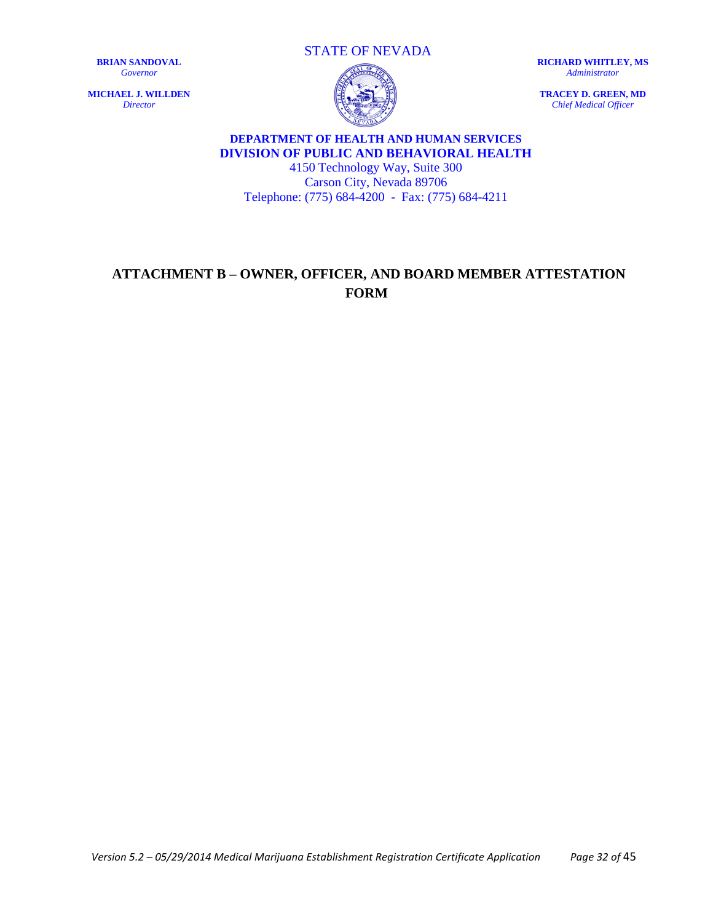STATE OF NEVADA

**BRIAN SANDOVAL**
*Governor*

**MICHAEL J. WILLDEN**
*Director*

**RICHARD WHITLEY, MS**
*Administrator*

**TRACEY D. GREEN, MD**
*Chief Medical Officer*

**DEPARTMENT OF HEALTH AND HUMAN SERVICES**
**DIVISION OF PUBLIC AND BEHAVIORAL HEALTH**
4150 Technology Way, Suite 300
Carson City, Nevada 89706
Telephone: (775) 684-4200 - Fax: (775) 684-4211

# ATTACHMENT B – OWNER, OFFICER, AND BOARD MEMBER ATTESTATION FORM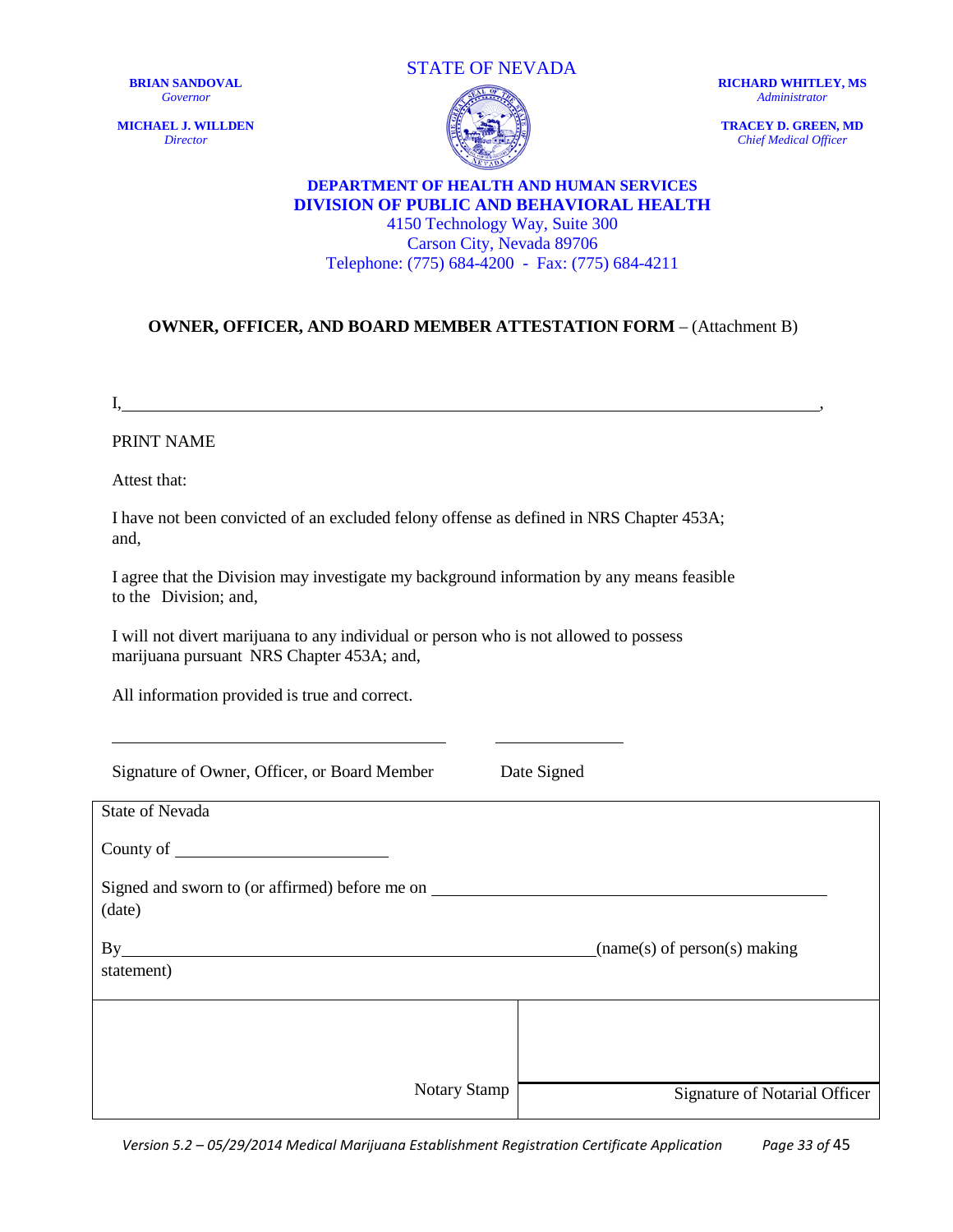**BRIAN SANDOVAL**
*Governor*

**MICHAEL J. WILLDEN**
*Director*

STATE OF NEVADA

**RICHARD WHITLEY, MS**
*Administrator*

**TRACEY D. GREEN, MD**
*Chief Medical Officer*

**DEPARTMENT OF HEALTH AND HUMAN SERVICES**
**DIVISION OF PUBLIC AND BEHAVIORAL HEALTH**
4150 Technology Way, Suite 300
Carson City, Nevada 89706
Telephone: (775) 684-4200 - Fax: (775) 684-4211

## OWNER, OFFICER, AND BOARD MEMBER ATTESTATION FORM – (Attachment B)

I,\_\_\_\_\_\_\_\_\_\_\_\_\_\_\_\_\_\_\_\_\_\_\_\_\_\_\_\_\_\_\_\_\_\_\_\_\_\_\_\_\_\_\_\_\_\_\_\_\_\_\_\_\_\_\_\_\_\_\_\_,

PRINT NAME

Attest that:

I have not been convicted of an excluded felony offense as defined in NRS Chapter 453A; and,

I agree that the Division may investigate my background information by any means feasible to the Division; and,

I will not divert marijuana to any individual or person who is not allowed to possess marijuana pursuant NRS Chapter 453A; and,

All information provided is true and correct.

\_\_\_\_\_\_\_\_\_\_\_\_\_\_\_\_\_\_\_\_\_\_\_\_\_\_\_\_\_\_\_\_\_\_\_\_\_\_ \_\_\_\_\_\_\_\_\_\_\_\_\_\_\_

Signature of Owner, Officer, or Board Member Date Signed

State of Nevada

County of \_\_\_\_\_\_\_\_\_\_\_\_\_\_\_\_\_\_\_\_\_\_\_\_\_

Signed and sworn to (or affirmed) before me on \_\_\_\_\_\_\_\_\_\_\_\_\_\_\_\_\_\_\_\_\_\_\_\_\_\_\_\_\_\_\_\_\_\_\_\_\_\_\_\_\_\_\_\_ (date)

By\_\_\_\_\_\_\_\_\_\_\_\_\_\_\_\_\_\_\_\_\_\_\_\_\_\_\_\_\_\_\_\_\_\_\_\_\_\_\_\_\_\_\_\_\_\_\_\_\_\_\_\_\_\_\_\_(name(s) of person(s) making statement)

| Notary Stamp | Signature of Notarial Officer |
|---|---|

*Version 5.2 – 05/29/2014 Medical Marijuana Establishment Registration Certificate Application*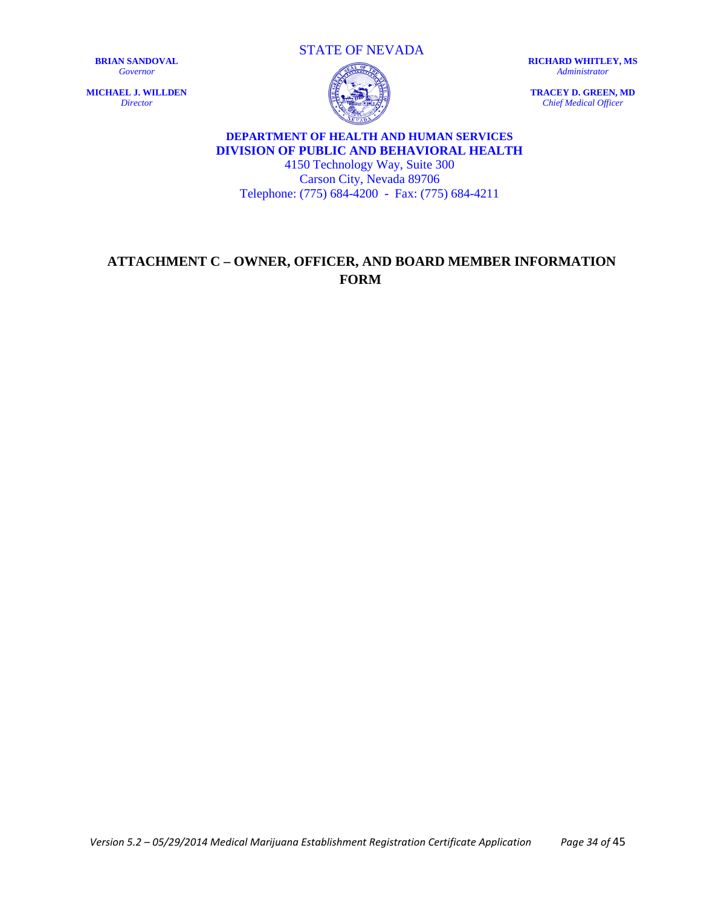STATE OF NEVADA

**BRIAN SANDOVAL**
*Governor*

**MICHAEL J. WILLDEN**
*Director*

**RICHARD WHITLEY, MS**
*Administrator*

**TRACEY D. GREEN, MD**
*Chief Medical Officer*

**DEPARTMENT OF HEALTH AND HUMAN SERVICES**
**DIVISION OF PUBLIC AND BEHAVIORAL HEALTH**
4150 Technology Way, Suite 300
Carson City, Nevada 89706
Telephone: (775) 684-4200 - Fax: (775) 684-4211

# ATTACHMENT C – OWNER, OFFICER, AND BOARD MEMBER INFORMATION FORM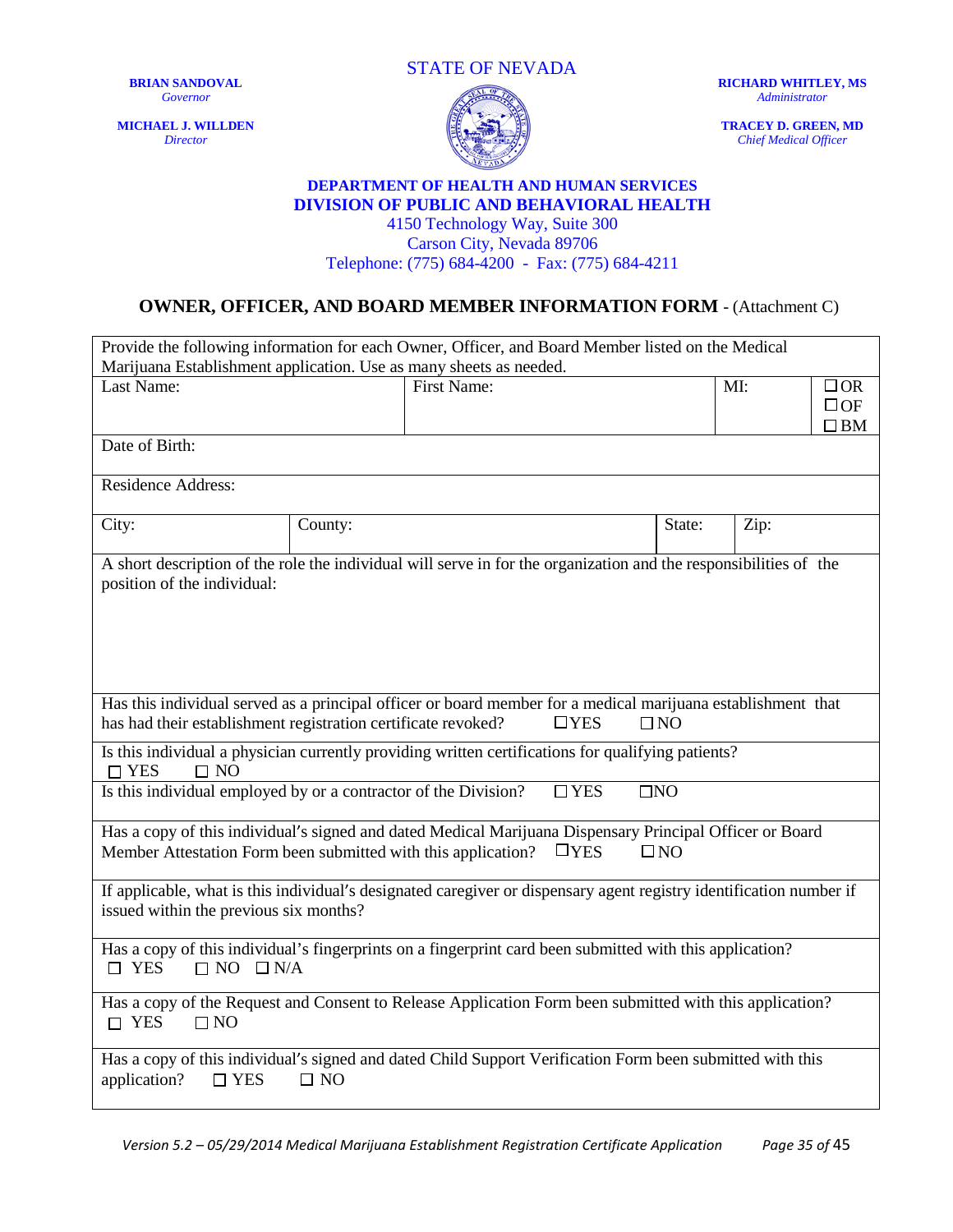**BRIAN SANDOVAL**
*Governor*

**MICHAEL J. WILLDEN**
*Director*

STATE OF NEVADA

**RICHARD WHITLEY, MS**
*Administrator*

**TRACEY D. GREEN, MD**
*Chief Medical Officer*

**DEPARTMENT OF HEALTH AND HUMAN SERVICES**
**DIVISION OF PUBLIC AND BEHAVIORAL HEALTH**
4150 Technology Way, Suite 300
Carson City, Nevada 89706
Telephone: (775) 684-4200 - Fax: (775) 684-4211

## OWNER, OFFICER, AND BOARD MEMBER INFORMATION FORM - (Attachment C)

Provide the following information for each Owner, Officer, and Board Member listed on the Medical Marijuana Establishment application. Use as many sheets as needed.

| Last Name: | First Name: | MI: | ☐ OR ☐ OF ☐ BM |
|---|---|---|---|

Date of Birth:

Residence Address:

| City: | County: | State: | Zip: |
|---|---|---|---|

A short description of the role the individual will serve in for the organization and the responsibilities of the position of the individual:

Has this individual served as a principal officer or board member for a medical marijuana establishment that has had their establishment registration certificate revoked? ☐ YES ☐ NO

Is this individual a physician currently providing written certifications for qualifying patients?
☐ YES ☐ NO

Is this individual employed by or a contractor of the Division? ☐ YES ☐ NO

Has a copy of this individual's signed and dated Medical Marijuana Dispensary Principal Officer or Board Member Attestation Form been submitted with this application? ☐ YES ☐ NO

If applicable, what is this individual's designated caregiver or dispensary agent registry identification number if issued within the previous six months?

Has a copy of this individual's fingerprints on a fingerprint card been submitted with this application?
☐ YES ☐ NO ☐ N/A

Has a copy of the Request and Consent to Release Application Form been submitted with this application?
☐ YES ☐ NO

Has a copy of this individual's signed and dated Child Support Verification Form been submitted with this application? ☐ YES ☐ NO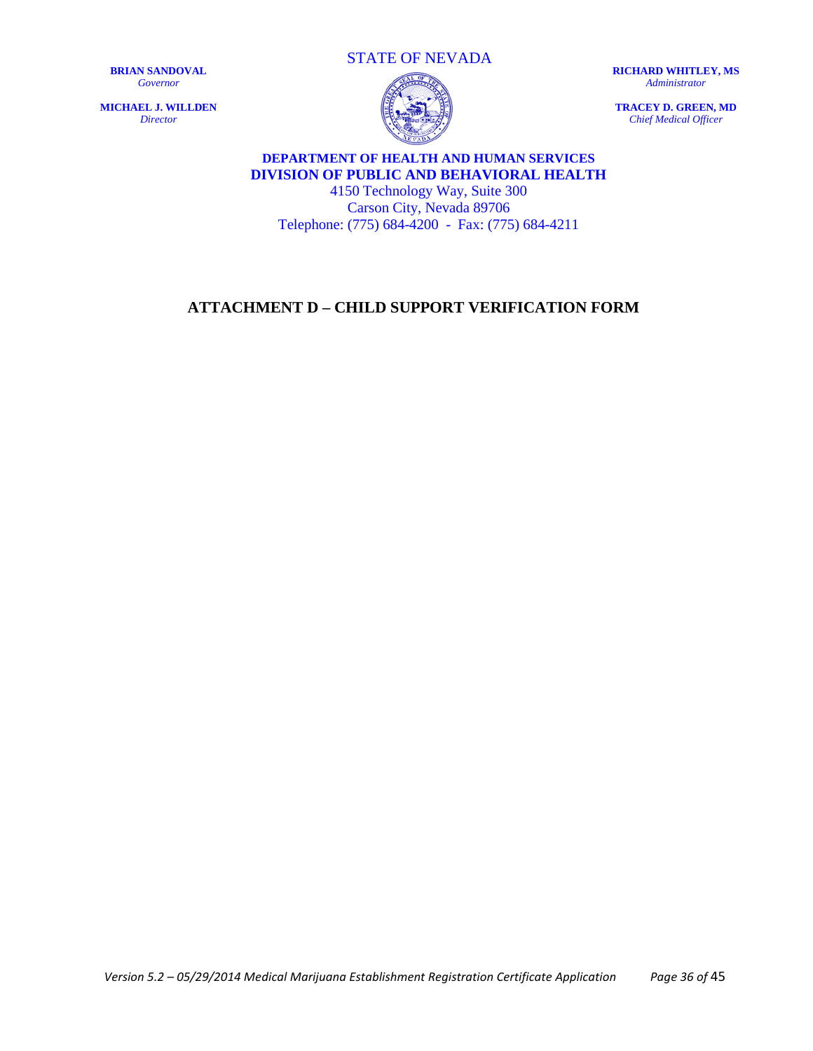**BRIAN SANDOVAL**
*Governor*

**MICHAEL J. WILLDEN**
*Director*

STATE OF NEVADA

**RICHARD WHITLEY, MS**
*Administrator*

**TRACEY D. GREEN, MD**
*Chief Medical Officer*

**DEPARTMENT OF HEALTH AND HUMAN SERVICES**
**DIVISION OF PUBLIC AND BEHAVIORAL HEALTH**
4150 Technology Way, Suite 300
Carson City, Nevada 89706
Telephone: (775) 684-4200 - Fax: (775) 684-4211

## ATTACHMENT D – CHILD SUPPORT VERIFICATION FORM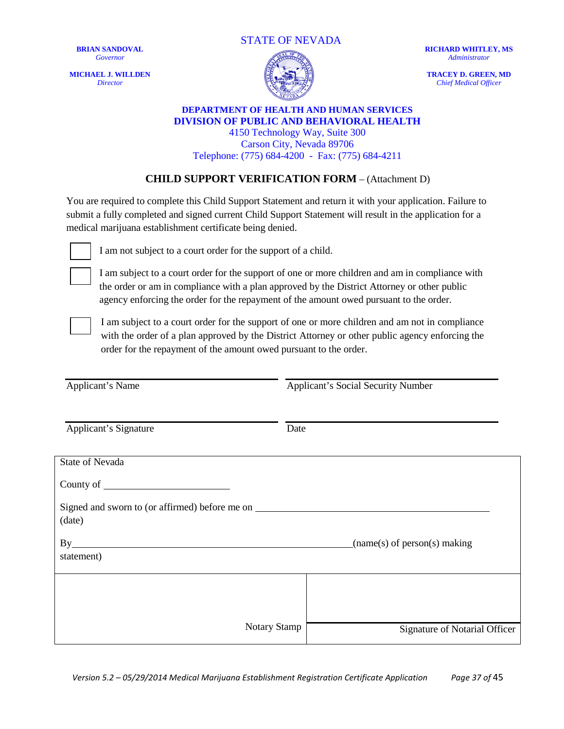BRIAN SANDOVAL
*Governor*

MICHAEL J. WILLDEN
*Director*

STATE OF NEVADA

RICHARD WHITLEY, MS
*Administrator*

TRACEY D. GREEN, MD
*Chief Medical Officer*

**DEPARTMENT OF HEALTH AND HUMAN SERVICES**
**DIVISION OF PUBLIC AND BEHAVIORAL HEALTH**
4150 Technology Way, Suite 300
Carson City, Nevada 89706
Telephone: (775) 684-4200 - Fax: (775) 684-4211

## CHILD SUPPORT VERIFICATION FORM – (Attachment D)

You are required to complete this Child Support Statement and return it with your application. Failure to submit a fully completed and signed current Child Support Statement will result in the application for a medical marijuana establishment certificate being denied.

☐ I am not subject to a court order for the support of a child.

☐ I am subject to a court order for the support of one or more children and am in compliance with the order or am in compliance with a plan approved by the District Attorney or other public agency enforcing the order for the repayment of the amount owed pursuant to the order.

☐ I am subject to a court order for the support of one or more children and am not in compliance with the order of a plan approved by the District Attorney or other public agency enforcing the order for the repayment of the amount owed pursuant to the order.

| ______________________ | ______________________ |
|---|---|
| Applicant's Name | Applicant's Social Security Number |
| ______________________ | ______________________ |
| Applicant's Signature | Date |

State of Nevada

County of ______________________

Signed and sworn to (or affirmed) before me on ______________________ (date)

By______________________(name(s) of person(s) making statement)

| | |
|---|---|
| Notary Stamp | Signature of Notarial Officer |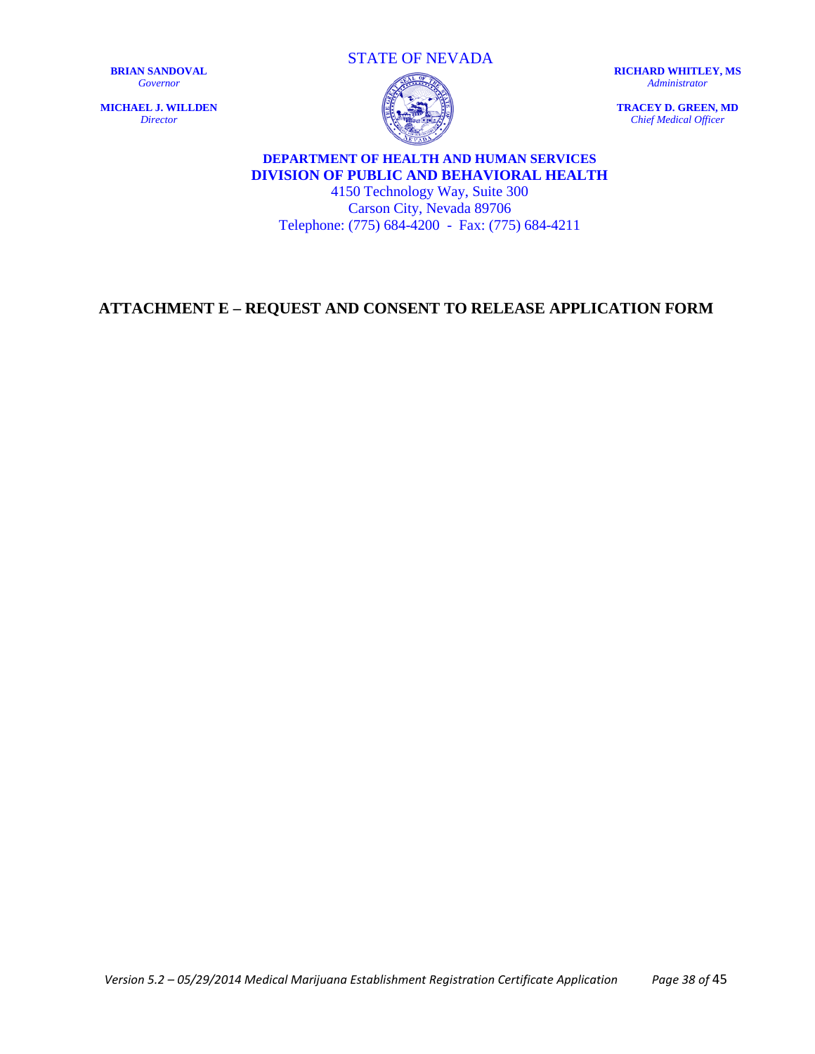STATE OF NEVADA

**BRIAN SANDOVAL**
*Governor*

**MICHAEL J. WILLDEN**
*Director*

**RICHARD WHITLEY, MS**
*Administrator*

**TRACEY D. GREEN, MD**
*Chief Medical Officer*

**DEPARTMENT OF HEALTH AND HUMAN SERVICES**
**DIVISION OF PUBLIC AND BEHAVIORAL HEALTH**
4150 Technology Way, Suite 300
Carson City, Nevada 89706
Telephone: (775) 684-4200 - Fax: (775) 684-4211

## ATTACHMENT E – REQUEST AND CONSENT TO RELEASE APPLICATION FORM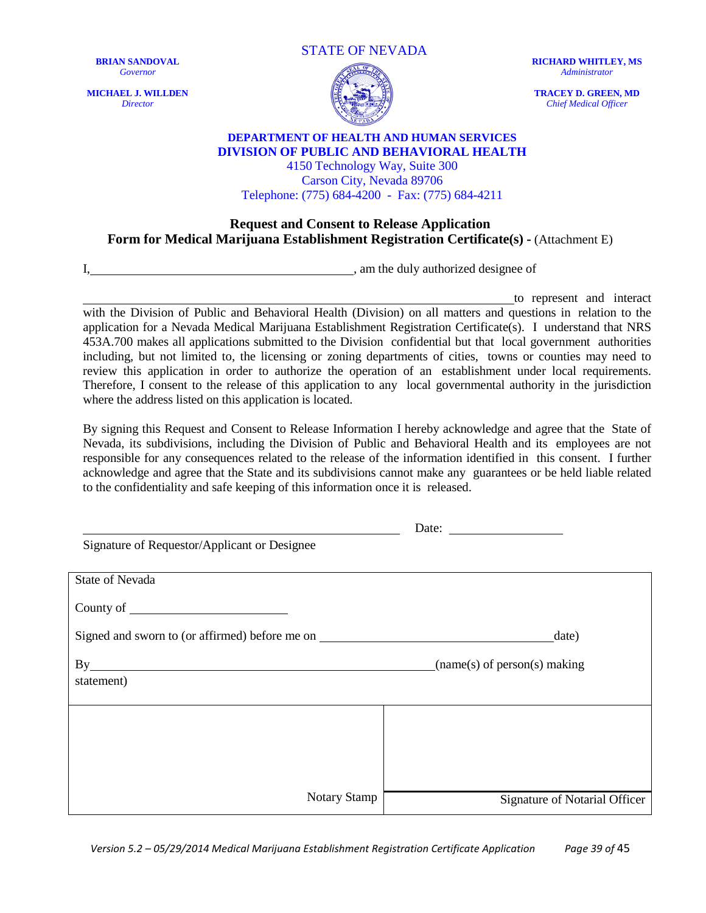**BRIAN SANDOVAL**
*Governor*

**MICHAEL J. WILLDEN**
*Director*

STATE OF NEVADA

**RICHARD WHITLEY, MS**
*Administrator*

**TRACEY D. GREEN, MD**
*Chief Medical Officer*

**DEPARTMENT OF HEALTH AND HUMAN SERVICES**
**DIVISION OF PUBLIC AND BEHAVIORAL HEALTH**
4150 Technology Way, Suite 300
Carson City, Nevada 89706
Telephone: (775) 684-4200 - Fax: (775) 684-4211

## Request and Consent to Release Application Form for Medical Marijuana Establishment Registration Certificate(s) - (Attachment E)

I,________________________________________, am the duly authorized designee of

______________________________________________________________________to represent and interact with the Division of Public and Behavioral Health (Division) on all matters and questions in relation to the application for a Nevada Medical Marijuana Establishment Registration Certificate(s). I understand that NRS 453A.700 makes all applications submitted to the Division confidential but that local government authorities including, but not limited to, the licensing or zoning departments of cities, towns or counties may need to review this application in order to authorize the operation of an establishment under local requirements. Therefore, I consent to the release of this application to any local governmental authority in the jurisdiction where the address listed on this application is located.

By signing this Request and Consent to Release Information I hereby acknowledge and agree that the State of Nevada, its subdivisions, including the Division of Public and Behavioral Health and its employees are not responsible for any consequences related to the release of the information identified in this consent. I further acknowledge and agree that the State and its subdivisions cannot make any guarantees or be held liable related to the confidentiality and safe keeping of this information once it is released.

__________________________________________________ Date: __________________

Signature of Requestor/Applicant or Designee

State of Nevada

County of ________________________

Signed and sworn to (or affirmed) before me on ____________________________________date)

By_______________________________________________________(name(s) of person(s) making statement)

| | |
|---|---|
| Notary Stamp | Signature of Notarial Officer |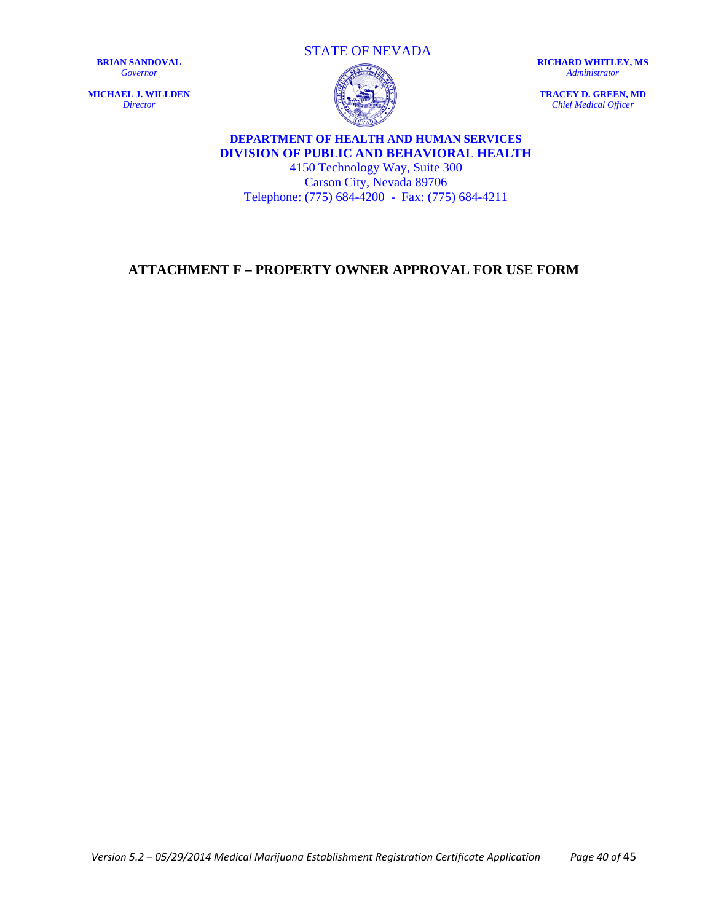STATE OF NEVADA

**BRIAN SANDOVAL**
*Governor*

**MICHAEL J. WILLDEN**
*Director*

**RICHARD WHITLEY, MS**
*Administrator*

**TRACEY D. GREEN, MD**
*Chief Medical Officer*

**DEPARTMENT OF HEALTH AND HUMAN SERVICES**
**DIVISION OF PUBLIC AND BEHAVIORAL HEALTH**
4150 Technology Way, Suite 300
Carson City, Nevada 89706
Telephone: (775) 684-4200 - Fax: (775) 684-4211

# ATTACHMENT F – PROPERTY OWNER APPROVAL FOR USE FORM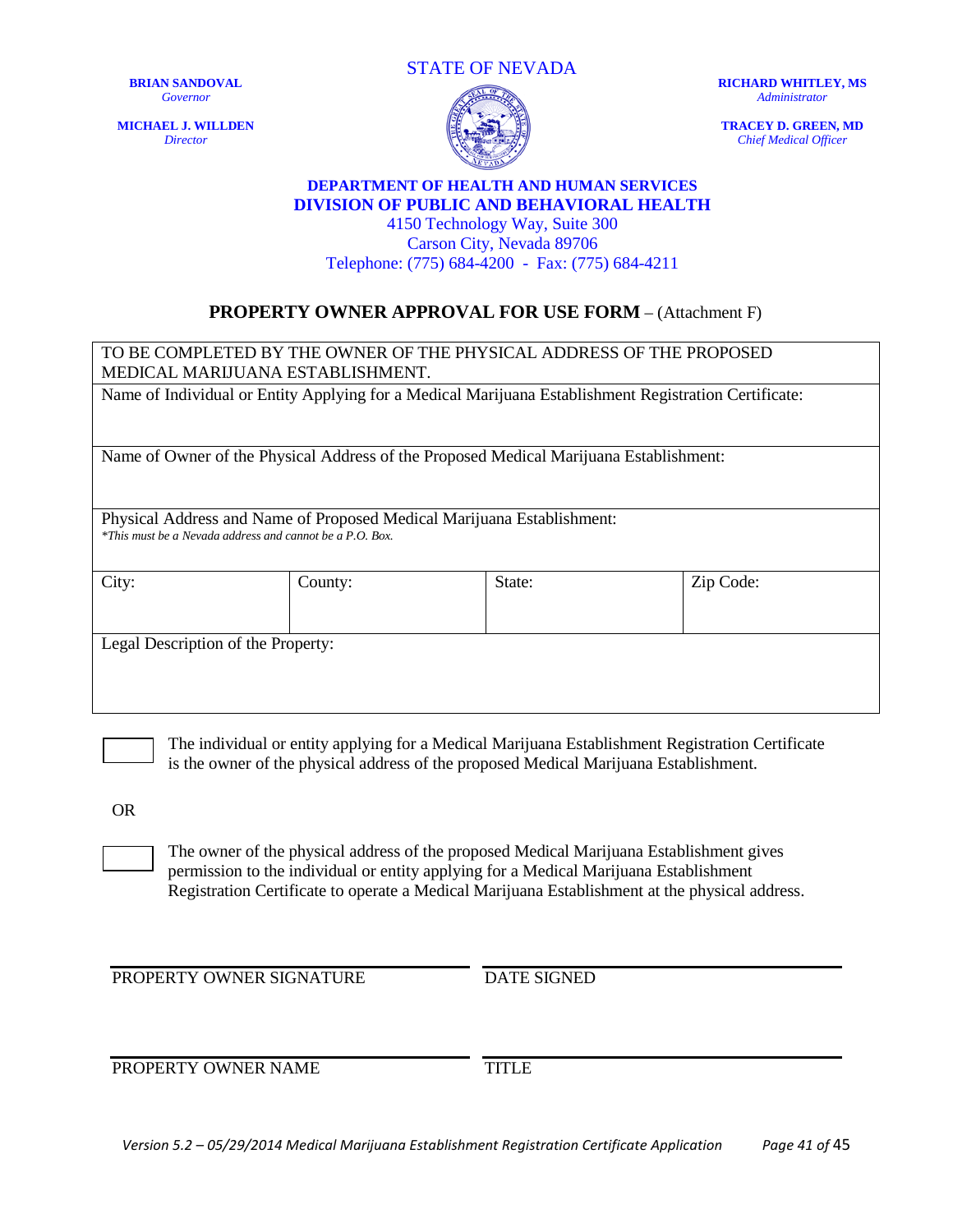**BRIAN SANDOVAL**
*Governor*

**MICHAEL J. WILLDEN**
*Director*

STATE OF NEVADA

**RICHARD WHITLEY, MS**
*Administrator*

**TRACEY D. GREEN, MD**
*Chief Medical Officer*

**DEPARTMENT OF HEALTH AND HUMAN SERVICES**
**DIVISION OF PUBLIC AND BEHAVIORAL HEALTH**
4150 Technology Way, Suite 300
Carson City, Nevada 89706
Telephone: (775) 684-4200 - Fax: (775) 684-4211

## PROPERTY OWNER APPROVAL FOR USE FORM – (Attachment F)

| TO BE COMPLETED BY THE OWNER OF THE PHYSICAL ADDRESS OF THE PROPOSED MEDICAL MARIJUANA ESTABLISHMENT. | | | |
|---|---|---|---|
| Name of Individual or Entity Applying for a Medical Marijuana Establishment Registration Certificate: | | | |
| Name of Owner of the Physical Address of the Proposed Medical Marijuana Establishment: | | | |
| Physical Address and Name of Proposed Medical Marijuana Establishment: *\*This must be a Nevada address and cannot be a P.O. Box.* | | | |
| City: | County: | State: | Zip Code: |
| Legal Description of the Property: | | | |

☐ The individual or entity applying for a Medical Marijuana Establishment Registration Certificate is the owner of the physical address of the proposed Medical Marijuana Establishment.

OR

☐ The owner of the physical address of the proposed Medical Marijuana Establishment gives permission to the individual or entity applying for a Medical Marijuana Establishment Registration Certificate to operate a Medical Marijuana Establishment at the physical address.

PROPERTY OWNER SIGNATURE ____________________ DATE SIGNED ____________________

PROPERTY OWNER NAME ____________________ TITLE ____________________

*Version 5.2 – 05/29/2014 Medical Marijuana Establishment Registration Certificate Application*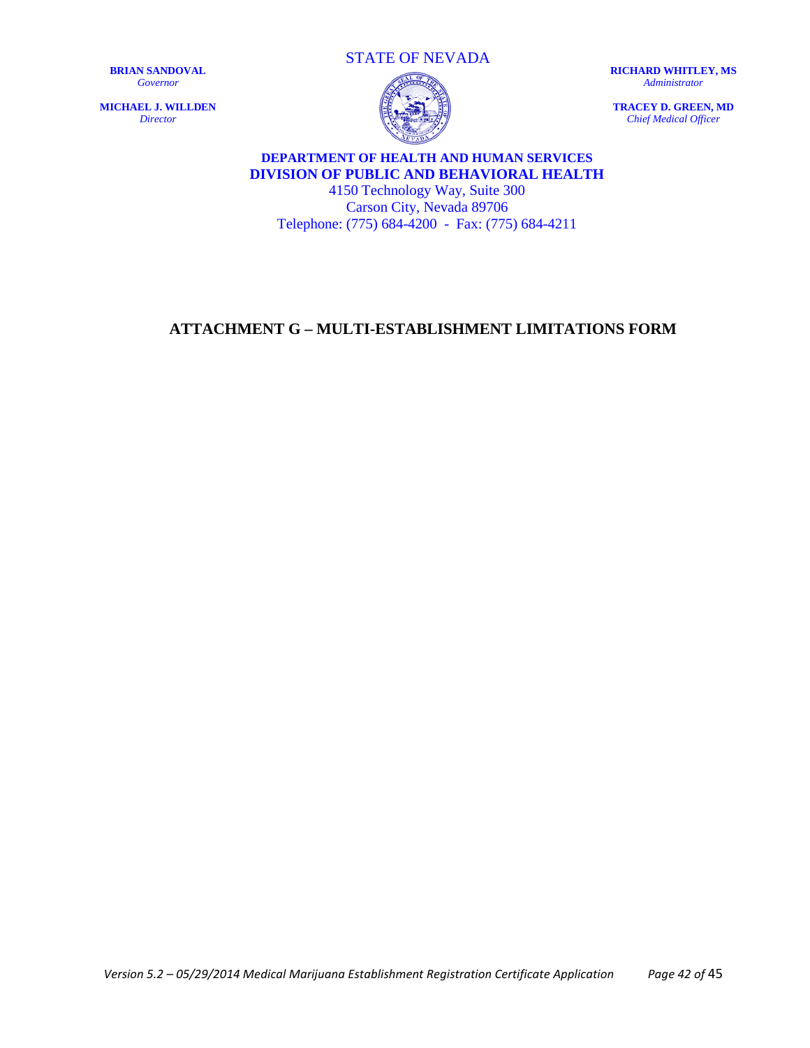STATE OF NEVADA

**BRIAN SANDOVAL**
*Governor*

**MICHAEL J. WILLDEN**
*Director*

**RICHARD WHITLEY, MS**
*Administrator*

**TRACEY D. GREEN, MD**
*Chief Medical Officer*

**DEPARTMENT OF HEALTH AND HUMAN SERVICES**
**DIVISION OF PUBLIC AND BEHAVIORAL HEALTH**
4150 Technology Way, Suite 300
Carson City, Nevada 89706
Telephone: (775) 684-4200 - Fax: (775) 684-4211

# ATTACHMENT G – MULTI-ESTABLISHMENT LIMITATIONS FORM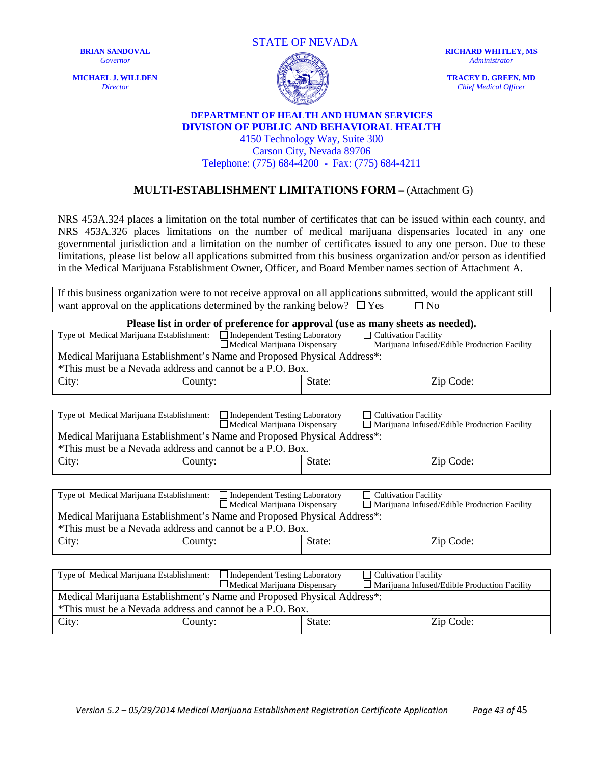STATE OF NEVADA

**BRIAN SANDOVAL**
*Governor*

**MICHAEL J. WILLDEN**
*Director*

**RICHARD WHITLEY, MS**
*Administrator*

**TRACEY D. GREEN, MD**
*Chief Medical Officer*

**DEPARTMENT OF HEALTH AND HUMAN SERVICES**
**DIVISION OF PUBLIC AND BEHAVIORAL HEALTH**
4150 Technology Way, Suite 300
Carson City, Nevada 89706
Telephone: (775) 684-4200 - Fax: (775) 684-4211

## MULTI-ESTABLISHMENT LIMITATIONS FORM – (Attachment G)

NRS 453A.324 places a limitation on the total number of certificates that can be issued within each county, and NRS 453A.326 places limitations on the number of medical marijuana dispensaries located in any one governmental jurisdiction and a limitation on the number of certificates issued to any one person. Due to these limitations, please list below all applications submitted from this business organization and/or person as identified in the Medical Marijuana Establishment Owner, Officer, and Board Member names section of Attachment A.

| If this business organization were to not receive approval on all applications submitted, would the applicant still want approval on the applications determined by the ranking below? ☐ Yes ☐ No |
|---|

**Please list in order of preference for approval (use as many sheets as needed).**

| Type of Medical Marijuana Establishment: | ☐ Independent Testing Laboratory ☐ Medical Marijuana Dispensary | ☐ Cultivation Facility ☐ Marijuana Infused/Edible Production Facility | |
|---|---|---|---|
| Medical Marijuana Establishment's Name and Proposed Physical Address*: *This must be a Nevada address and cannot be a P.O. Box. | | | |
| City: | County: | State: | Zip Code: |

| Type of Medical Marijuana Establishment: | ☐ Independent Testing Laboratory ☐ Medical Marijuana Dispensary | ☐ Cultivation Facility ☐ Marijuana Infused/Edible Production Facility | |
|---|---|---|---|
| Medical Marijuana Establishment's Name and Proposed Physical Address*: *This must be a Nevada address and cannot be a P.O. Box. | | | |
| City: | County: | State: | Zip Code: |

| Type of Medical Marijuana Establishment: | ☐ Independent Testing Laboratory ☐ Medical Marijuana Dispensary | ☐ Cultivation Facility ☐ Marijuana Infused/Edible Production Facility | |
|---|---|---|---|
| Medical Marijuana Establishment's Name and Proposed Physical Address*: *This must be a Nevada address and cannot be a P.O. Box. | | | |
| City: | County: | State: | Zip Code: |

| Type of Medical Marijuana Establishment: | ☐ Independent Testing Laboratory ☐ Medical Marijuana Dispensary | ☐ Cultivation Facility ☐ Marijuana Infused/Edible Production Facility | |
|---|---|---|---|
| Medical Marijuana Establishment's Name and Proposed Physical Address*: *This must be a Nevada address and cannot be a P.O. Box. | | | |
| City: | County: | State: | Zip Code: |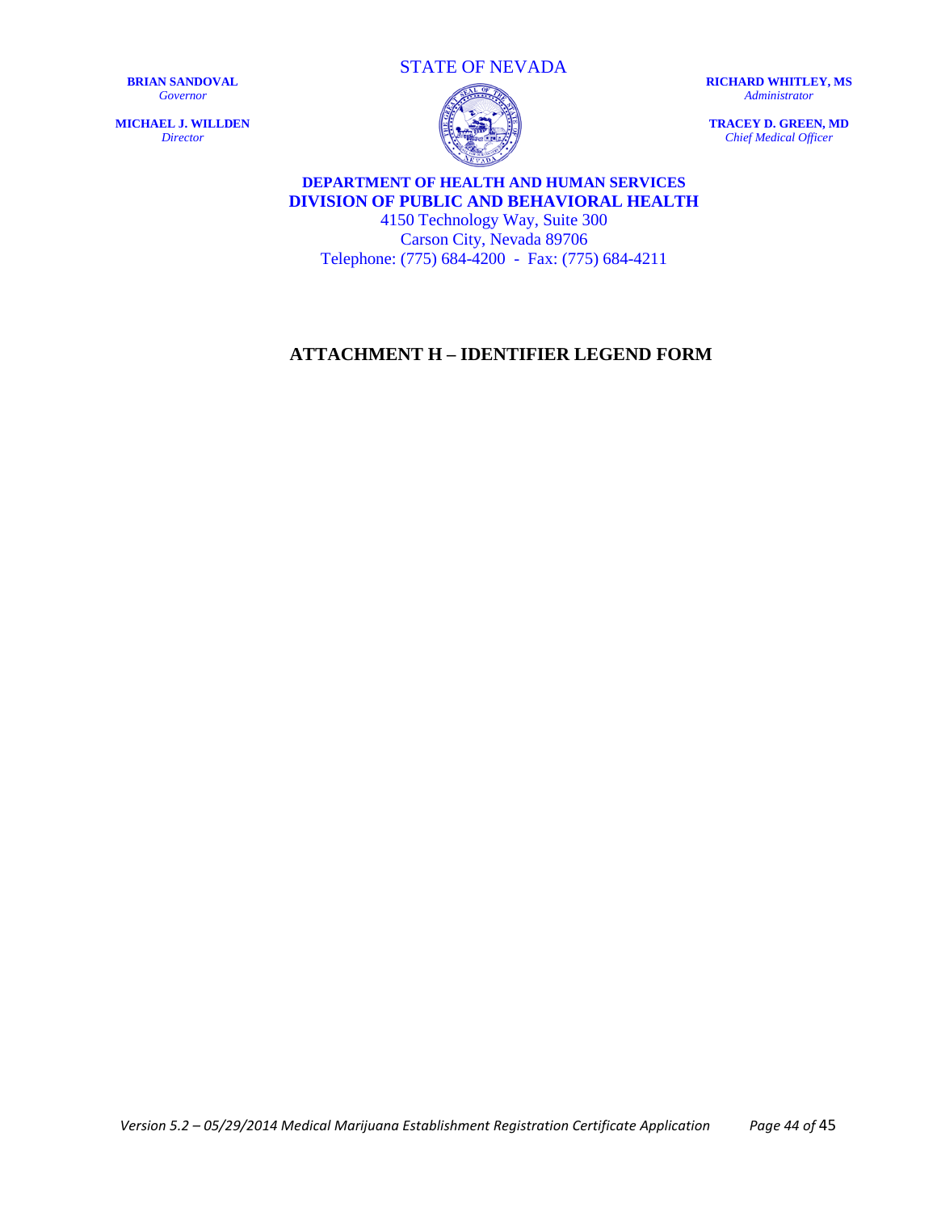STATE OF NEVADA

**BRIAN SANDOVAL**
*Governor*

**MICHAEL J. WILLDEN**
*Director*

**RICHARD WHITLEY, MS**
*Administrator*

**TRACEY D. GREEN, MD**
*Chief Medical Officer*

**DEPARTMENT OF HEALTH AND HUMAN SERVICES**
**DIVISION OF PUBLIC AND BEHAVIORAL HEALTH**
4150 Technology Way, Suite 300
Carson City, Nevada 89706
Telephone: (775) 684-4200 - Fax: (775) 684-4211

## ATTACHMENT H – IDENTIFIER LEGEND FORM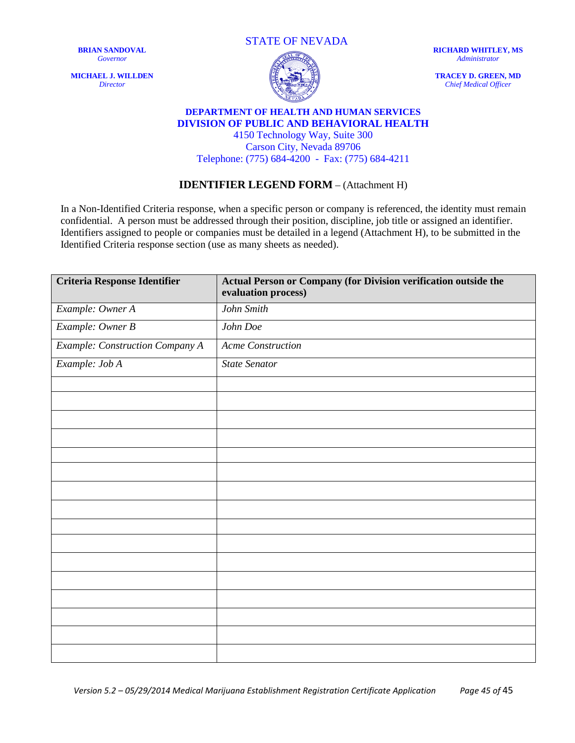**BRIAN SANDOVAL**
*Governor*

**MICHAEL J. WILLDEN**
*Director*

STATE OF NEVADA

**RICHARD WHITLEY, MS**
*Administrator*

**TRACEY D. GREEN, MD**
*Chief Medical Officer*

**DEPARTMENT OF HEALTH AND HUMAN SERVICES**
**DIVISION OF PUBLIC AND BEHAVIORAL HEALTH**
4150 Technology Way, Suite 300
Carson City, Nevada 89706
Telephone: (775) 684-4200 - Fax: (775) 684-4211

## IDENTIFIER LEGEND FORM – (Attachment H)

In a Non-Identified Criteria response, when a specific person or company is referenced, the identity must remain confidential. A person must be addressed through their position, discipline, job title or assigned an identifier. Identifiers assigned to people or companies must be detailed in a legend (Attachment H), to be submitted in the Identified Criteria response section (use as many sheets as needed).

| Criteria Response Identifier | Actual Person or Company (for Division verification outside the evaluation process) |
|---|---|
| *Example: Owner A* | *John Smith* |
| *Example: Owner B* | *John Doe* |
| *Example: Construction Company A* | *Acme Construction* |
| *Example: Job A* | *State Senator* |
| | |
| | |
| | |
| | |
| | |
| | |
| | |
| | |
| | |
| | |
| | |
| | |
| | |
| | |
| | |
| | |

*Version 5.2 – 05/29/2014 Medical Marijuana Establishment Registration Certificate Application*